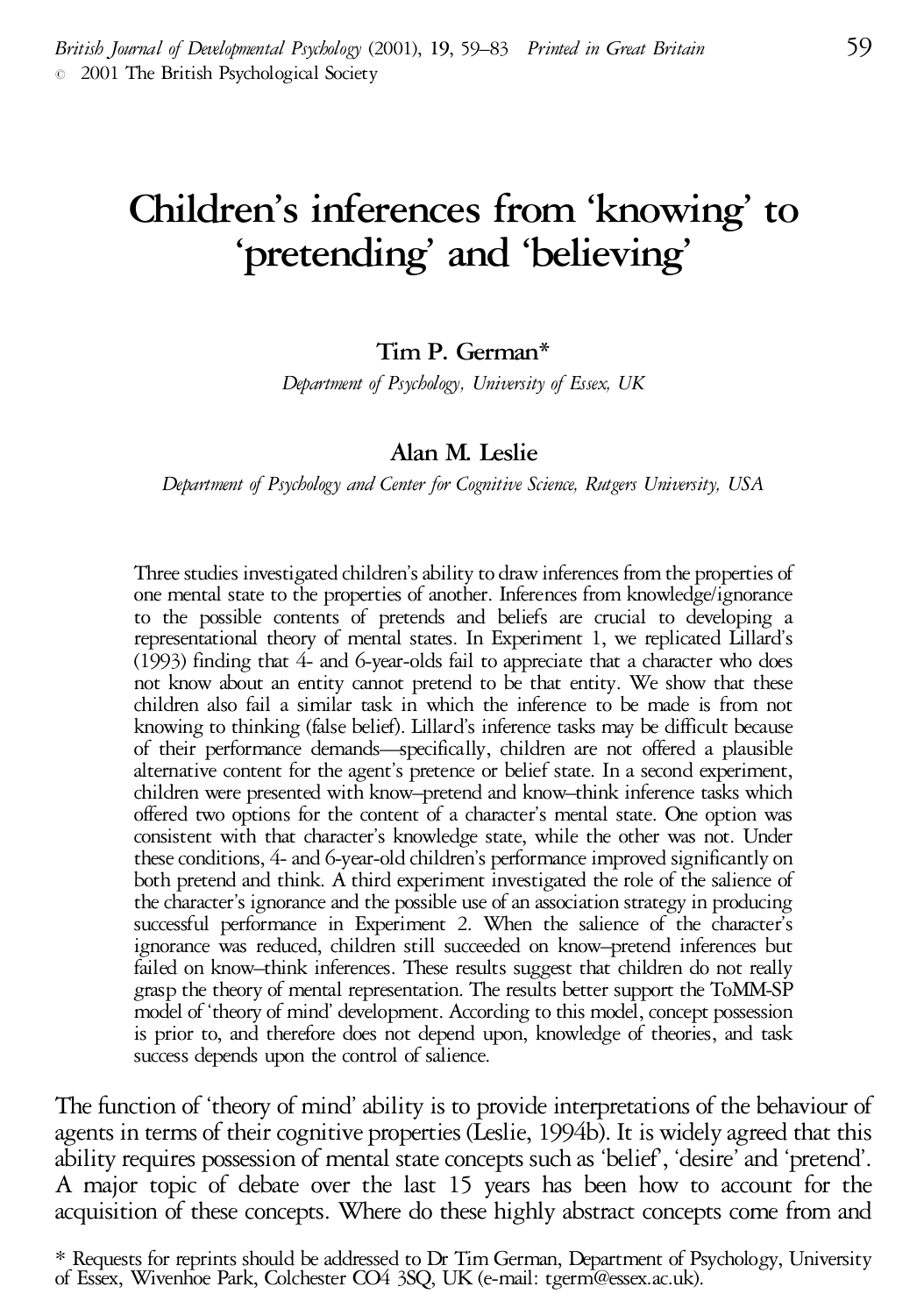# Children's inferences from 'knowing' to 'pretending' and 'believing'

**Tim P. German***

*Department of Psychology, University of Essex, UK*

**Alan M. Leslie**

*Department of Psychology and Center for Cognitive Science, Rutgers University, USA*

Three studies investigated children's ability to draw inferences from the properties of one mental state to the properties of another. Inferences from knowledge/ignorance to the possible contents of pretends and beliefs are crucial to developing a representational theory of mental states. In Experiment 1, we replicated Lillard's (1993) finding that 4- and 6-year-olds fail to appreciate that a character who does not know about an entity cannot pretend to be that entity. We show that these children also fail a similar task in which the inference to be made is from not knowing to thinking (false belief). Lillard's inference tasks may be difficult because of their performance demands—specifically, children are not offered a plausible alternative content for the agent's pretence or belief state. In a second experiment, children were presented with know–pretend and know–think inference tasks which offered two options for the content of a character's mental state. One option was consistent with that character's knowledge state, while the other was not. Under these conditions, 4- and 6-year-old children's performance improved significantly on both pretend and think. A third experiment investigated the role of the salience of the character's ignorance and the possible use of an association strategy in producing successful performance in Experiment 2. When the salience of the character's ignorance was reduced, children still succeeded on know–pretend inferences but failed on know–think inferences. These results suggest that children do not really grasp the theory of mental representation. The results better support the ToMM-SP model of 'theory of mind' development. According to this model, concept possession is prior to, and therefore does not depend upon, knowledge of theories, and task success depends upon the control of salience.

The function of 'theory of mind' ability is to provide interpretations of the behaviour of agents in terms of their cognitive properties (Leslie, 1994b). It is widely agreed that this ability requires possession of mental state concepts such as 'belief', 'desire' and 'pretend'. A major topic of debate over the last 15 years has been how to account for the acquisition of these concepts. Where do these highly abstract concepts come from and

* Requests for reprints should be addressed to Dr Tim German, Department of Psychology, University of Essex, Wivenhoe Park, Colchester CO4 3SQ, UK (e-mail: tgerm@essex.ac.uk).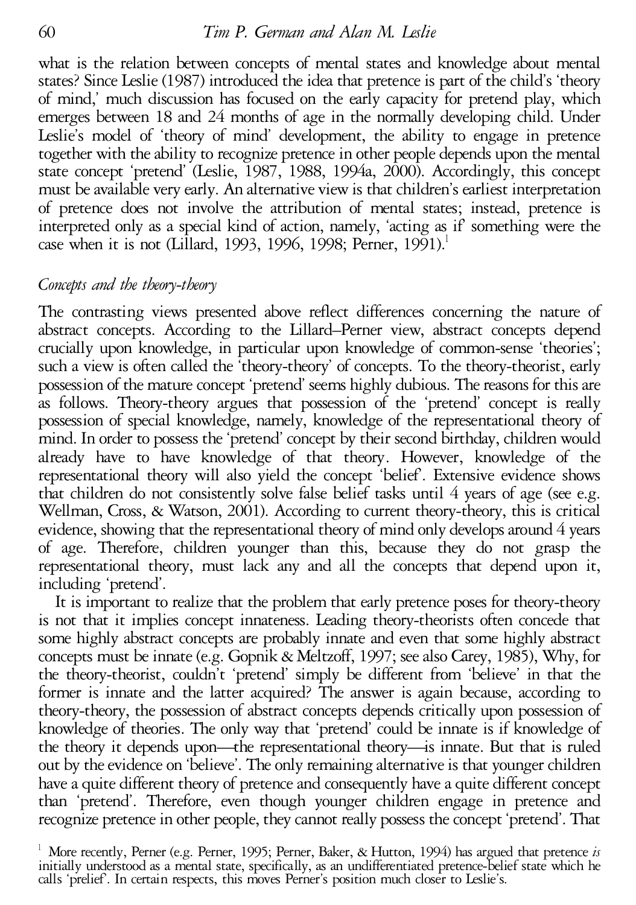what is the relation between concepts of mental states and knowledge about mental states? Since Leslie (1987) introduced the idea that pretence is part of the child's 'theory of mind,' much discussion has focused on the early capacity for pretend play, which emerges between 18 and 24 months of age in the normally developing child. Under Leslie's model of 'theory of mind' development, the ability to engage in pretence together with the ability to recognize pretence in other people depends upon the mental state concept 'pretend' (Leslie, 1987, 1988, 1994a, 2000). Accordingly, this concept must be available very early. An alternative view is that children's earliest interpretation of pretence does not involve the attribution of mental states; instead, pretence is interpreted only as a special kind of action, namely, 'acting as if' something were the case when it is not (Lillard, 1993, 1996, 1998; Perner, 1991).[1]

### *Concepts and the theory-theory*

The contrasting views presented above reflect differences concerning the nature of abstract concepts. According to the Lillard–Perner view, abstract concepts depend crucially upon knowledge, in particular upon knowledge of common-sense 'theories'; such a view is often called the 'theory-theory' of concepts. To the theory-theorist, early possession of the mature concept 'pretend' seems highly dubious. The reasons for this are as follows. Theory-theory argues that possession of the 'pretend' concept is really possession of special knowledge, namely, knowledge of the representational theory of mind. In order to possess the 'pretend' concept by their second birthday, children would already have to have knowledge of that theory. However, knowledge of the representational theory will also yield the concept 'belief'. Extensive evidence shows that children do not consistently solve false belief tasks until 4 years of age (see e.g. Wellman, Cross, & Watson, 2001). According to current theory-theory, this is critical evidence, showing that the representational theory of mind only develops around 4 years of age. Therefore, children younger than this, because they do not grasp the representational theory, must lack any and all the concepts that depend upon it, including 'pretend'.

It is important to realize that the problem that early pretence poses for theory-theory is not that it implies concept innateness. Leading theory-theorists often concede that some highly abstract concepts are probably innate and even that some highly abstract concepts must be innate (e.g. Gopnik & Meltzoff, 1997; see also Carey, 1985), Why, for the theory-theorist, couldn't 'pretend' simply be different from 'believe' in that the former is innate and the latter acquired? The answer is again because, according to theory-theory, the possession of abstract concepts depends critically upon possession of knowledge of theories. The only way that 'pretend' could be innate is if knowledge of the theory it depends upon—the representational theory—is innate. But that is ruled out by the evidence on 'believe'. The only remaining alternative is that younger children have a quite different theory of pretence and consequently have a quite different concept than 'pretend'. Therefore, even though younger children engage in pretence and recognize pretence in other people, they cannot really possess the concept 'pretend'. That

[1] More recently, Perner (e.g. Perner, 1995; Perner, Baker, & Hutton, 1994) has argued that pretence *is* initially understood as a mental state, specifically, as an undifferentiated pretence-belief state which he calls 'prelief'. In certain respects, this moves Perner's position much closer to Leslie's.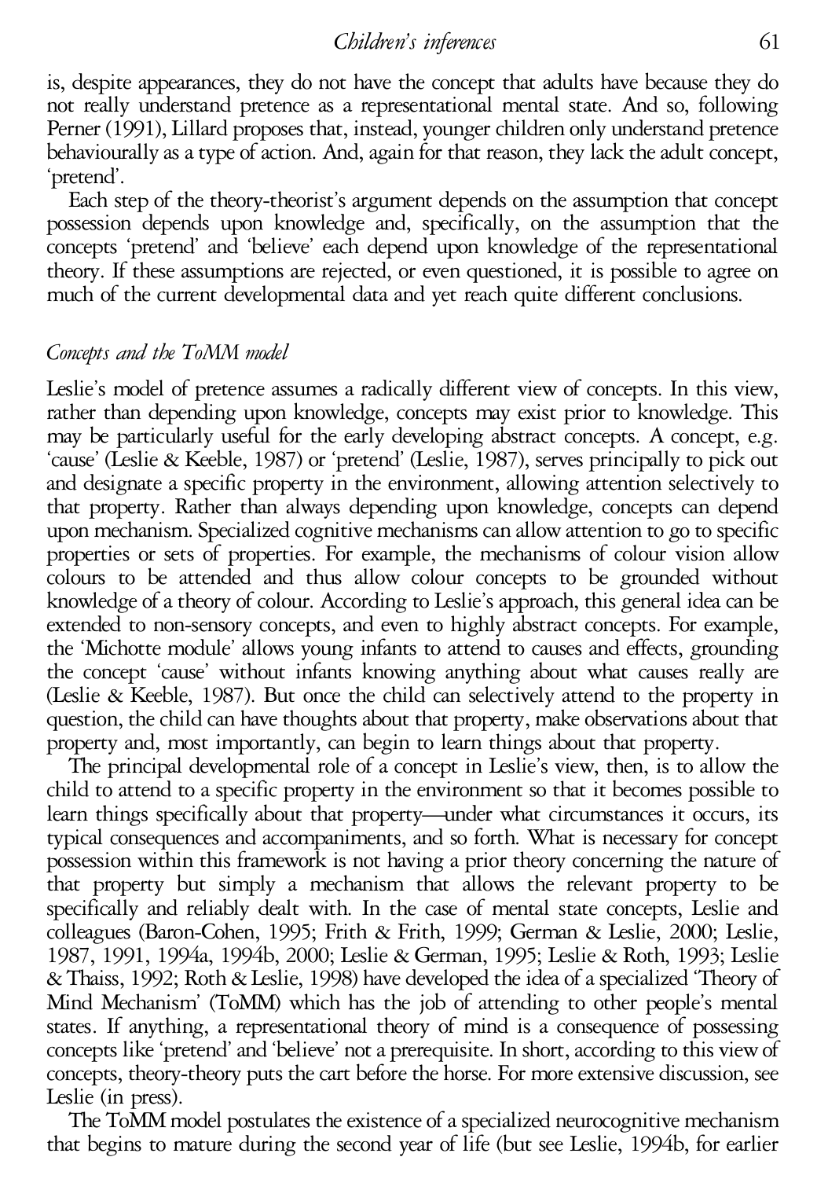is, despite appearances, they do not have the concept that adults have because they do not really understand pretence as a representational mental state. And so, following Perner (1991), Lillard proposes that, instead, younger children only understand pretence behaviourally as a type of action. And, again for that reason, they lack the adult concept, 'pretend'.

Each step of the theory-theorist's argument depends on the assumption that concept possession depends upon knowledge and, specifically, on the assumption that the concepts 'pretend' and 'believe' each depend upon knowledge of the representational theory. If these assumptions are rejected, or even questioned, it is possible to agree on much of the current developmental data and yet reach quite different conclusions.

### *Concepts and the ToMM model*

Leslie's model of pretence assumes a radically different view of concepts. In this view, rather than depending upon knowledge, concepts may exist prior to knowledge. This may be particularly useful for the early developing abstract concepts. A concept, e.g. 'cause' (Leslie & Keeble, 1987) or 'pretend' (Leslie, 1987), serves principally to pick out and designate a specific property in the environment, allowing attention selectively to that property. Rather than always depending upon knowledge, concepts can depend upon mechanism. Specialized cognitive mechanisms can allow attention to go to specific properties or sets of properties. For example, the mechanisms of colour vision allow colours to be attended and thus allow colour concepts to be grounded without knowledge of a theory of colour. According to Leslie's approach, this general idea can be extended to non-sensory concepts, and even to highly abstract concepts. For example, the 'Michotte module' allows young infants to attend to causes and effects, grounding the concept 'cause' without infants knowing anything about what causes really are (Leslie & Keeble, 1987). But once the child can selectively attend to the property in question, the child can have thoughts about that property, make observations about that property and, most importantly, can begin to learn things about that property.

The principal developmental role of a concept in Leslie's view, then, is to allow the child to attend to a specific property in the environment so that it becomes possible to learn things specifically about that property—under what circumstances it occurs, its typical consequences and accompaniments, and so forth. What is necessary for concept possession within this framework is not having a prior theory concerning the nature of that property but simply a mechanism that allows the relevant property to be specifically and reliably dealt with. In the case of mental state concepts, Leslie and colleagues (Baron-Cohen, 1995; Frith & Frith, 1999; German & Leslie, 2000; Leslie, 1987, 1991, 1994a, 1994b, 2000; Leslie & German, 1995; Leslie & Roth, 1993; Leslie & Thaiss, 1992; Roth & Leslie, 1998) have developed the idea of a specialized 'Theory of Mind Mechanism' (ToMM) which has the job of attending to other people's mental states. If anything, a representational theory of mind is a consequence of possessing concepts like 'pretend' and 'believe' not a prerequisite. In short, according to this view of concepts, theory-theory puts the cart before the horse. For more extensive discussion, see Leslie (in press).

The ToMM model postulates the existence of a specialized neurocognitive mechanism that begins to mature during the second year of life (but see Leslie, 1994b, for earlier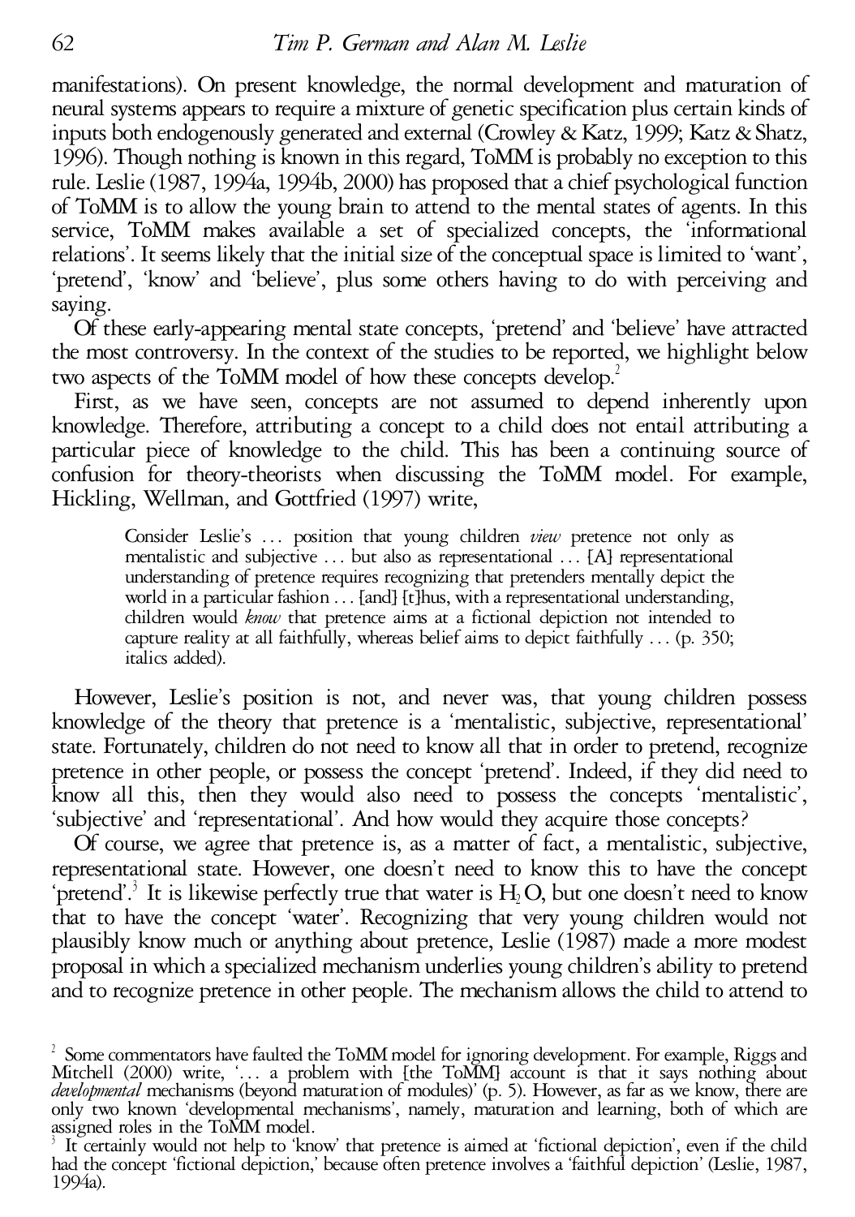manifestations). On present knowledge, the normal development and maturation of neural systems appears to require a mixture of genetic specification plus certain kinds of inputs both endogenously generated and external (Crowley & Katz, 1999; Katz & Shatz, 1996). Though nothing is known in this regard, ToMM is probably no exception to this rule. Leslie (1987, 1994a, 1994b, 2000) has proposed that a chief psychological function of ToMM is to allow the young brain to attend to the mental states of agents. In this service, ToMM makes available a set of specialized concepts, the 'informational relations'. It seems likely that the initial size of the conceptual space is limited to 'want', 'pretend', 'know' and 'believe', plus some others having to do with perceiving and saying.

Of these early-appearing mental state concepts, 'pretend' and 'believe' have attracted the most controversy. In the context of the studies to be reported, we highlight below two aspects of the ToMM model of how these concepts develop.[2]

First, as we have seen, concepts are not assumed to depend inherently upon knowledge. Therefore, attributing a concept to a child does not entail attributing a particular piece of knowledge to the child. This has been a continuing source of confusion for theory-theorists when discussing the ToMM model. For example, Hickling, Wellman, and Gottfried (1997) write,

> Consider Leslie's ... position that young children *view* pretence not only as mentalistic and subjective ... but also as representational ... [A] representational understanding of pretence requires recognizing that pretenders mentally depict the world in a particular fashion ... [and] [t]hus, with a representational understanding, children would *know* that pretence aims at a fictional depiction not intended to capture reality at all faithfully, whereas belief aims to depict faithfully ... (p. 350; italics added).

However, Leslie's position is not, and never was, that young children possess knowledge of the theory that pretence is a 'mentalistic, subjective, representational' state. Fortunately, children do not need to know all that in order to pretend, recognize pretence in other people, or possess the concept 'pretend'. Indeed, if they did need to know all this, then they would also need to possess the concepts 'mentalistic', 'subjective' and 'representational'. And how would they acquire those concepts?

Of course, we agree that pretence is, as a matter of fact, a mentalistic, subjective, representational state. However, one doesn't need to know this to have the concept 'pretend'.[3] It is likewise perfectly true that water is $H_2O$, but one doesn't need to know that to have the concept 'water'. Recognizing that very young children would not plausibly know much or anything about pretence, Leslie (1987) made a more modest proposal in which a specialized mechanism underlies young children's ability to pretend and to recognize pretence in other people. The mechanism allows the child to attend to

[2] Some commentators have faulted the ToMM model for ignoring development. For example, Riggs and Mitchell (2000) write, '... a problem with [the ToMM] account is that it says nothing about *developmental* mechanisms (beyond maturation of modules)' (p. 5). However, as far as we know, there are only two known 'developmental mechanisms', namely, maturation and learning, both of which are assigned roles in the ToMM model.

[3] It certainly would not help to 'know' that pretence is aimed at 'fictional depiction', even if the child had the concept 'fictional depiction,' because often pretence involves a 'faithful depiction' (Leslie, 1987, 1994a).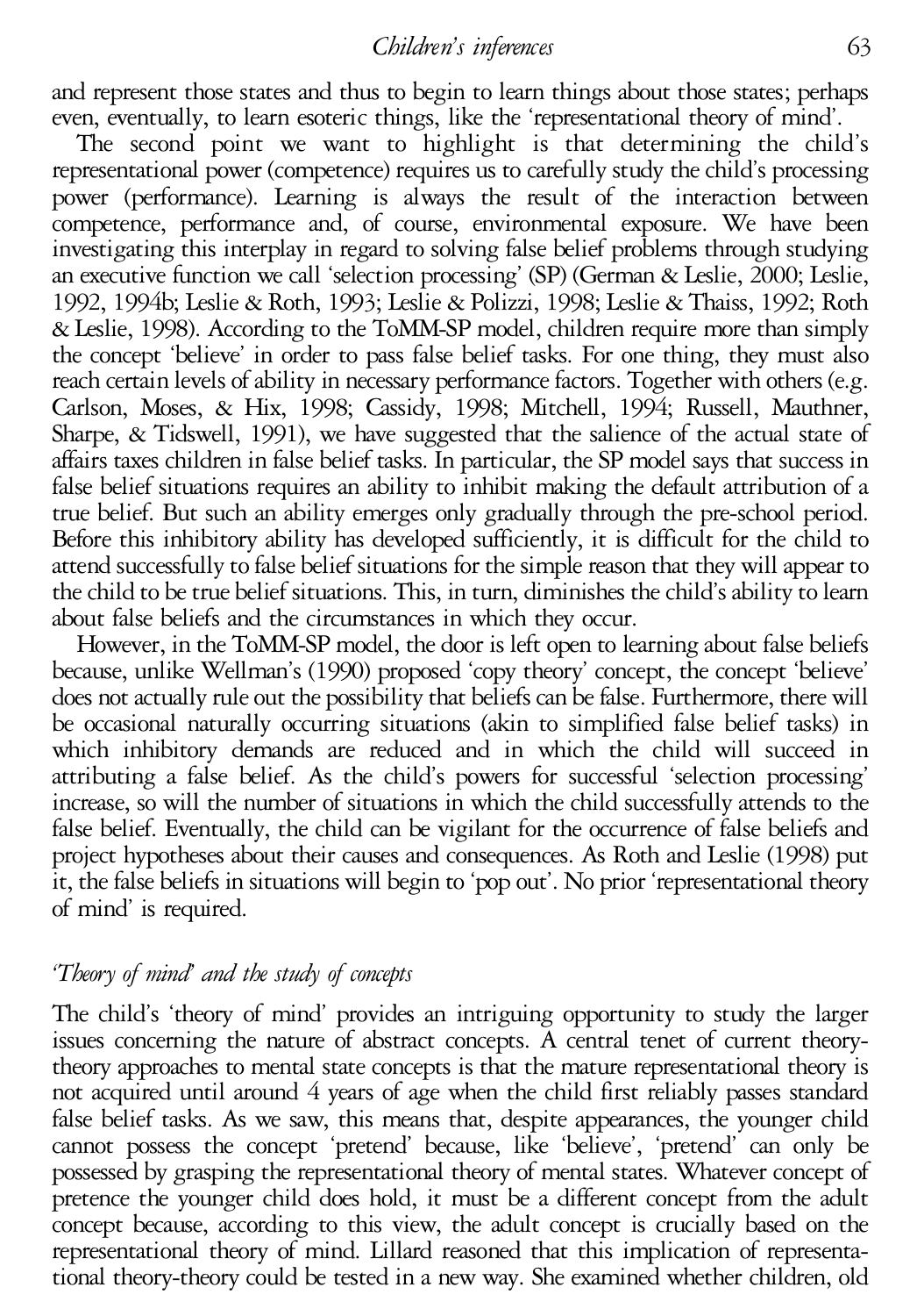and represent those states and thus to begin to learn things about those states; perhaps even, eventually, to learn esoteric things, like the 'representational theory of mind'.

The second point we want to highlight is that determining the child's representational power (competence) requires us to carefully study the child's processing power (performance). Learning is always the result of the interaction between competence, performance and, of course, environmental exposure. We have been investigating this interplay in regard to solving false belief problems through studying an executive function we call 'selection processing' (SP) (German & Leslie, 2000; Leslie, 1992, 1994b; Leslie & Roth, 1993; Leslie & Polizzi, 1998; Leslie & Thaiss, 1992; Roth & Leslie, 1998). According to the ToMM-SP model, children require more than simply the concept 'believe' in order to pass false belief tasks. For one thing, they must also reach certain levels of ability in necessary performance factors. Together with others (e.g. Carlson, Moses, & Hix, 1998; Cassidy, 1998; Mitchell, 1994; Russell, Mauthner, Sharpe, & Tidswell, 1991), we have suggested that the salience of the actual state of affairs taxes children in false belief tasks. In particular, the SP model says that success in false belief situations requires an ability to inhibit making the default attribution of a true belief. But such an ability emerges only gradually through the pre-school period. Before this inhibitory ability has developed sufficiently, it is difficult for the child to attend successfully to false belief situations for the simple reason that they will appear to the child to be true belief situations. This, in turn, diminishes the child's ability to learn about false beliefs and the circumstances in which they occur.

However, in the ToMM-SP model, the door is left open to learning about false beliefs because, unlike Wellman's (1990) proposed 'copy theory' concept, the concept 'believe' does not actually rule out the possibility that beliefs can be false. Furthermore, there will be occasional naturally occurring situations (akin to simplified false belief tasks) in which inhibitory demands are reduced and in which the child will succeed in attributing a false belief. As the child's powers for successful 'selection processing' increase, so will the number of situations in which the child successfully attends to the false belief. Eventually, the child can be vigilant for the occurrence of false beliefs and project hypotheses about their causes and consequences. As Roth and Leslie (1998) put it, the false beliefs in situations will begin to 'pop out'. No prior 'representational theory of mind' is required.

### *'Theory of mind' and the study of concepts*

The child's 'theory of mind' provides an intriguing opportunity to study the larger issues concerning the nature of abstract concepts. A central tenet of current theory-theory approaches to mental state concepts is that the mature representational theory is not acquired until around 4 years of age when the child first reliably passes standard false belief tasks. As we saw, this means that, despite appearances, the younger child cannot possess the concept 'pretend' because, like 'believe', 'pretend' can only be possessed by grasping the representational theory of mental states. Whatever concept of pretence the younger child does hold, it must be a different concept from the adult concept because, according to this view, the adult concept is crucially based on the representational theory of mind. Lillard reasoned that this implication of representational theory-theory could be tested in a new way. She examined whether children, old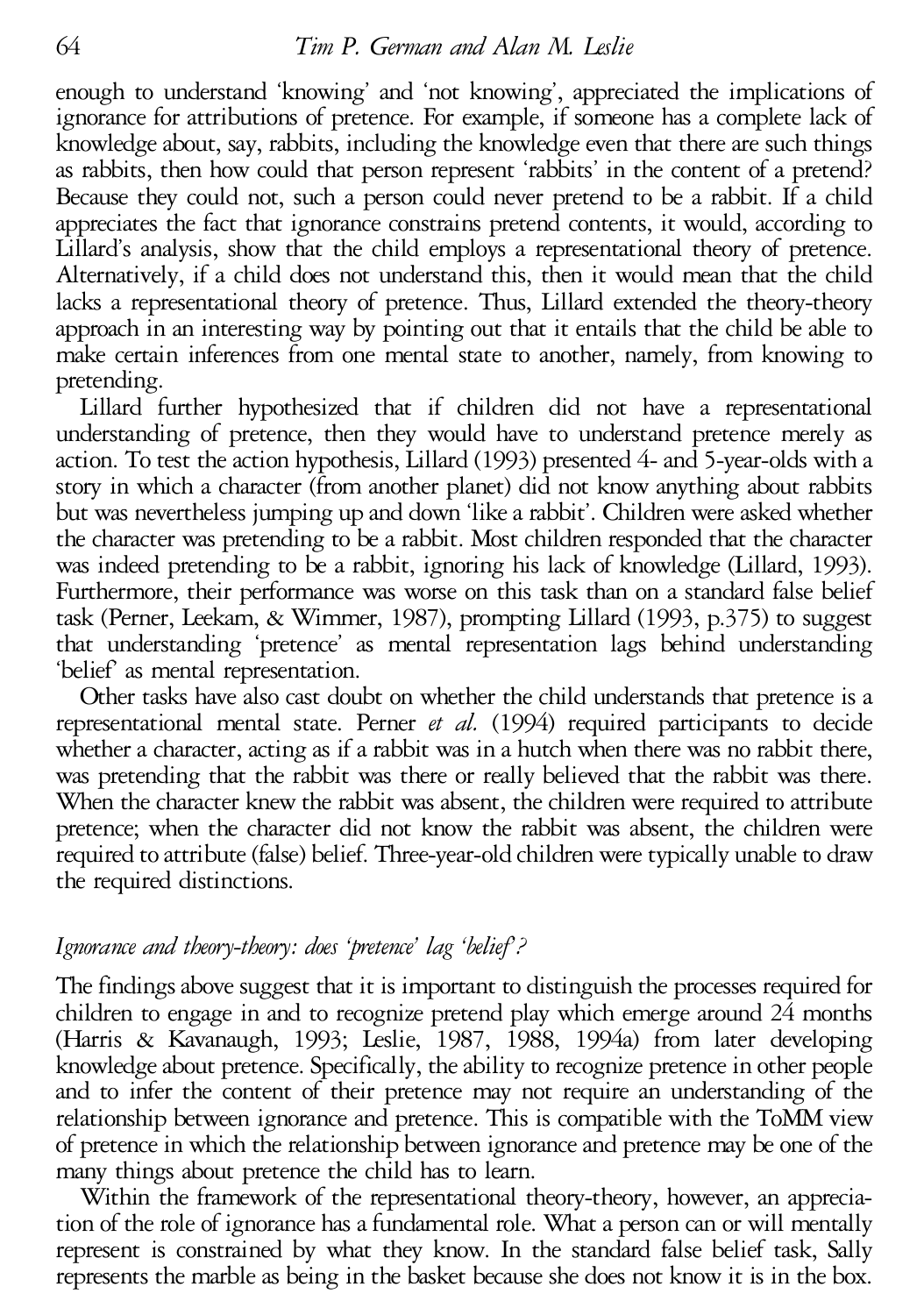enough to understand 'knowing' and 'not knowing', appreciated the implications of ignorance for attributions of pretence. For example, if someone has a complete lack of knowledge about, say, rabbits, including the knowledge even that there are such things as rabbits, then how could that person represent 'rabbits' in the content of a pretend? Because they could not, such a person could never pretend to be a rabbit. If a child appreciates the fact that ignorance constrains pretend contents, it would, according to Lillard's analysis, show that the child employs a representational theory of pretence. Alternatively, if a child does not understand this, then it would mean that the child lacks a representational theory of pretence. Thus, Lillard extended the theory-theory approach in an interesting way by pointing out that it entails that the child be able to make certain inferences from one mental state to another, namely, from knowing to pretending.

Lillard further hypothesized that if children did not have a representational understanding of pretence, then they would have to understand pretence merely as action. To test the action hypothesis, Lillard (1993) presented 4- and 5-year-olds with a story in which a character (from another planet) did not know anything about rabbits but was nevertheless jumping up and down 'like a rabbit'. Children were asked whether the character was pretending to be a rabbit. Most children responded that the character was indeed pretending to be a rabbit, ignoring his lack of knowledge (Lillard, 1993). Furthermore, their performance was worse on this task than on a standard false belief task (Perner, Leekam, & Wimmer, 1987), prompting Lillard (1993, p.375) to suggest that understanding 'pretence' as mental representation lags behind understanding 'belief' as mental representation.

Other tasks have also cast doubt on whether the child understands that pretence is a representational mental state. Perner *et al.* (1994) required participants to decide whether a character, acting as if a rabbit was in a hutch when there was no rabbit there, was pretending that the rabbit was there or really believed that the rabbit was there. When the character knew the rabbit was absent, the children were required to attribute pretence; when the character did not know the rabbit was absent, the children were required to attribute (false) belief. Three-year-old children were typically unable to draw the required distinctions.

### *Ignorance and theory-theory: does 'pretence' lag 'belief'?*

The findings above suggest that it is important to distinguish the processes required for children to engage in and to recognize pretend play which emerge around 24 months (Harris & Kavanaugh, 1993; Leslie, 1987, 1988, 1994a) from later developing knowledge about pretence. Specifically, the ability to recognize pretence in other people and to infer the content of their pretence may not require an understanding of the relationship between ignorance and pretence. This is compatible with the ToMM view of pretence in which the relationship between ignorance and pretence may be one of the many things about pretence the child has to learn.

Within the framework of the representational theory-theory, however, an appreciation of the role of ignorance has a fundamental role. What a person can or will mentally represent is constrained by what they know. In the standard false belief task, Sally represents the marble as being in the basket because she does not know it is in the box.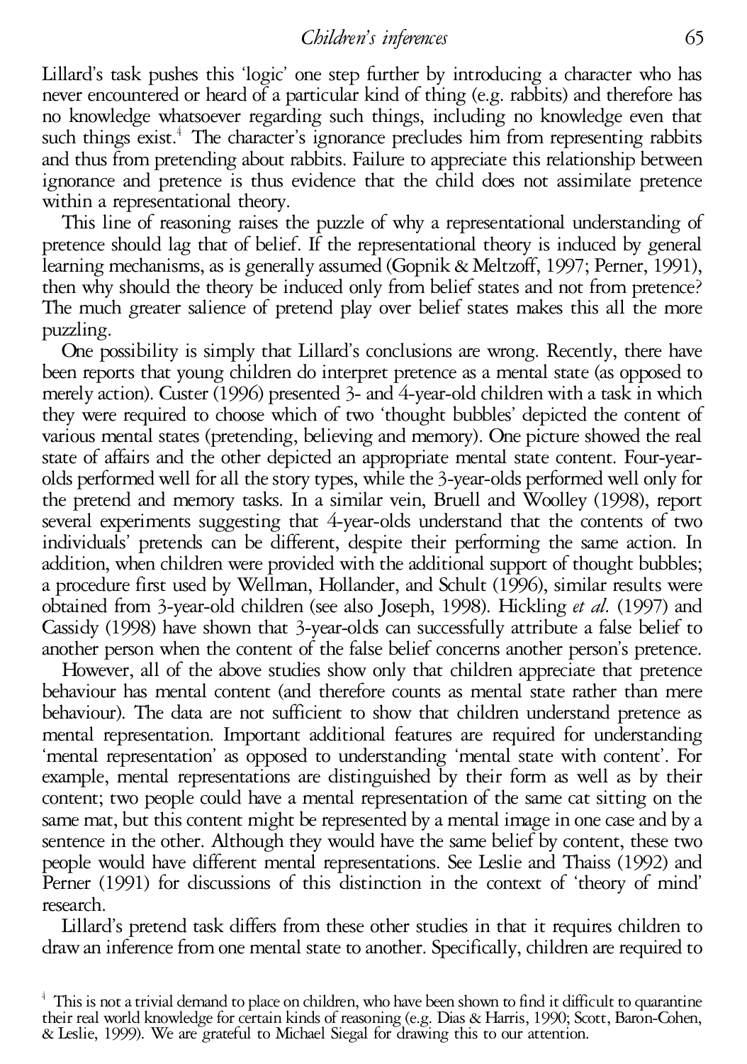Lillard's task pushes this 'logic' one step further by introducing a character who has never encountered or heard of a particular kind of thing (e.g. rabbits) and therefore has no knowledge whatsoever regarding such things, including no knowledge even that such things exist.[4] The character's ignorance precludes him from representing rabbits and thus from pretending about rabbits. Failure to appreciate this relationship between ignorance and pretence is thus evidence that the child does not assimilate pretence within a representational theory.

This line of reasoning raises the puzzle of why a representational understanding of pretence should lag that of belief. If the representational theory is induced by general learning mechanisms, as is generally assumed (Gopnik & Meltzoff, 1997; Perner, 1991), then why should the theory be induced only from belief states and not from pretence? The much greater salience of pretend play over belief states makes this all the more puzzling.

One possibility is simply that Lillard's conclusions are wrong. Recently, there have been reports that young children do interpret pretence as a mental state (as opposed to merely action). Custer (1996) presented 3- and 4-year-old children with a task in which they were required to choose which of two 'thought bubbles' depicted the content of various mental states (pretending, believing and memory). One picture showed the real state of affairs and the other depicted an appropriate mental state content. Four-year-olds performed well for all the story types, while the 3-year-olds performed well only for the pretend and memory tasks. In a similar vein, Bruell and Woolley (1998), report several experiments suggesting that 4-year-olds understand that the contents of two individuals' pretends can be different, despite their performing the same action. In addition, when children were provided with the additional support of thought bubbles; a procedure first used by Wellman, Hollander, and Schult (1996), similar results were obtained from 3-year-old children (see also Joseph, 1998). Hickling *et al.* (1997) and Cassidy (1998) have shown that 3-year-olds can successfully attribute a false belief to another person when the content of the false belief concerns another person's pretence.

However, all of the above studies show only that children appreciate that pretence behaviour has mental content (and therefore counts as mental state rather than mere behaviour). The data are not sufficient to show that children understand pretence as mental representation. Important additional features are required for understanding 'mental representation' as opposed to understanding 'mental state with content'. For example, mental representations are distinguished by their form as well as by their content; two people could have a mental representation of the same cat sitting on the same mat, but this content might be represented by a mental image in one case and by a sentence in the other. Although they would have the same belief by content, these two people would have different mental representations. See Leslie and Thaiss (1992) and Perner (1991) for discussions of this distinction in the context of 'theory of mind' research.

Lillard's pretend task differs from these other studies in that it requires children to draw an inference from one mental state to another. Specifically, children are required to

[4] This is not a trivial demand to place on children, who have been shown to find it difficult to quarantine their real world knowledge for certain kinds of reasoning (e.g. Dias & Harris, 1990; Scott, Baron-Cohen, & Leslie, 1999). We are grateful to Michael Siegal for drawing this to our attention.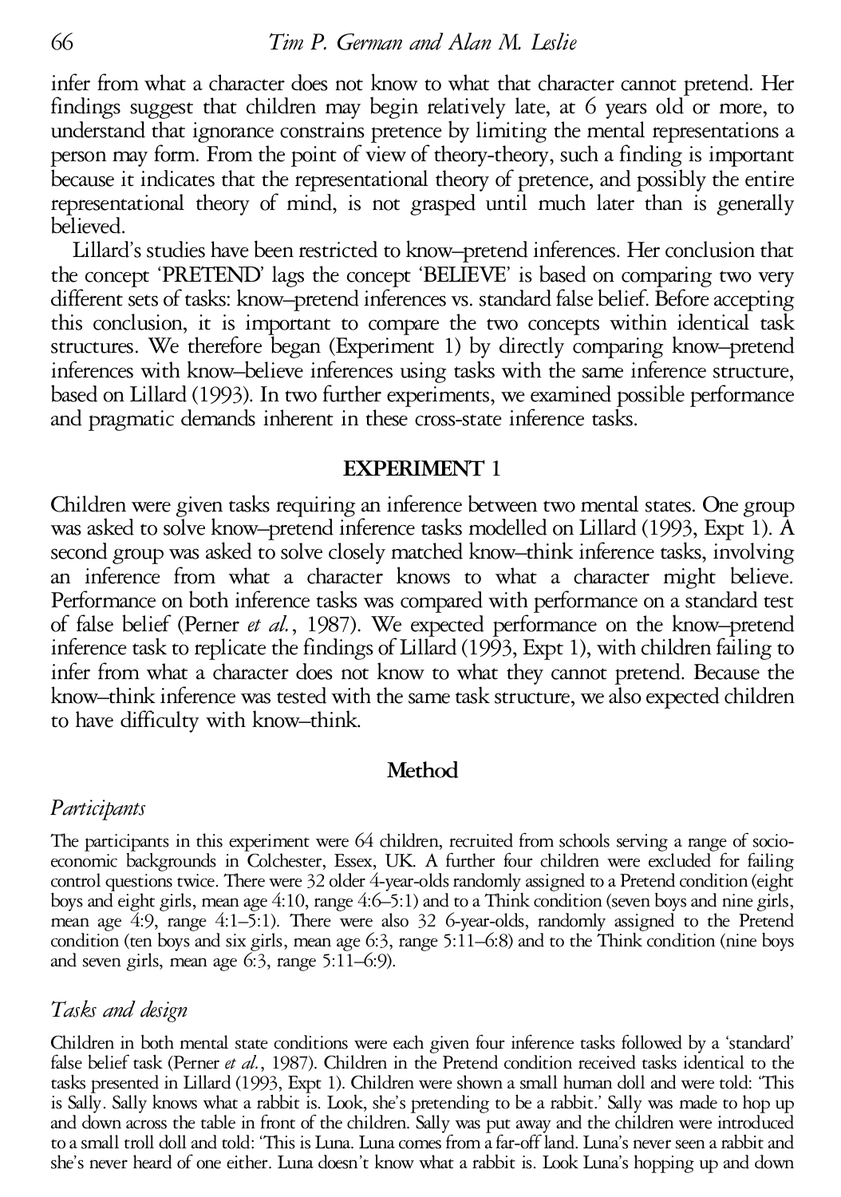infer from what a character does not know to what that character cannot pretend. Her findings suggest that children may begin relatively late, at 6 years old or more, to understand that ignorance constrains pretence by limiting the mental representations a person may form. From the point of view of theory-theory, such a finding is important because it indicates that the representational theory of pretence, and possibly the entire representational theory of mind, is not grasped until much later than is generally believed.

Lillard's studies have been restricted to know–pretend inferences. Her conclusion that the concept 'PRETEND' lags the concept 'BELIEVE' is based on comparing two very different sets of tasks: know–pretend inferences vs. standard false belief. Before accepting this conclusion, it is important to compare the two concepts within identical task structures. We therefore began (Experiment 1) by directly comparing know–pretend inferences with know–believe inferences using tasks with the same inference structure, based on Lillard (1993). In two further experiments, we examined possible performance and pragmatic demands inherent in these cross-state inference tasks.

## EXPERIMENT 1

Children were given tasks requiring an inference between two mental states. One group was asked to solve know–pretend inference tasks modelled on Lillard (1993, Expt 1). A second group was asked to solve closely matched know–think inference tasks, involving an inference from what a character knows to what a character might believe. Performance on both inference tasks was compared with performance on a standard test of false belief (Perner *et al.*, 1987). We expected performance on the know–pretend inference task to replicate the findings of Lillard (1993, Expt 1), with children failing to infer from what a character does not know to what they cannot pretend. Because the know–think inference was tested with the same task structure, we also expected children to have difficulty with know–think.

### Method

#### *Participants*

The participants in this experiment were 64 children, recruited from schools serving a range of socio-economic backgrounds in Colchester, Essex, UK. A further four children were excluded for failing control questions twice. There were 32 older 4-year-olds randomly assigned to a Pretend condition (eight boys and eight girls, mean age 4:10, range 4:6–5:1) and to a Think condition (seven boys and nine girls, mean age 4:9, range 4:1–5:1). There were also 32 6-year-olds, randomly assigned to the Pretend condition (ten boys and six girls, mean age 6:3, range 5:11–6:8) and to the Think condition (nine boys and seven girls, mean age 6:3, range 5:11–6:9).

#### *Tasks and design*

Children in both mental state conditions were each given four inference tasks followed by a 'standard' false belief task (Perner *et al.*, 1987). Children in the Pretend condition received tasks identical to the tasks presented in Lillard (1993, Expt 1). Children were shown a small human doll and were told: 'This is Sally. Sally knows what a rabbit is. Look, she's pretending to be a rabbit.' Sally was made to hop up and down across the table in front of the children. Sally was put away and the children were introduced to a small troll doll and told: 'This is Luna. Luna comes from a far-off land. Luna's never seen a rabbit and she's never heard of one either. Luna doesn't know what a rabbit is. Look Luna's hopping up and down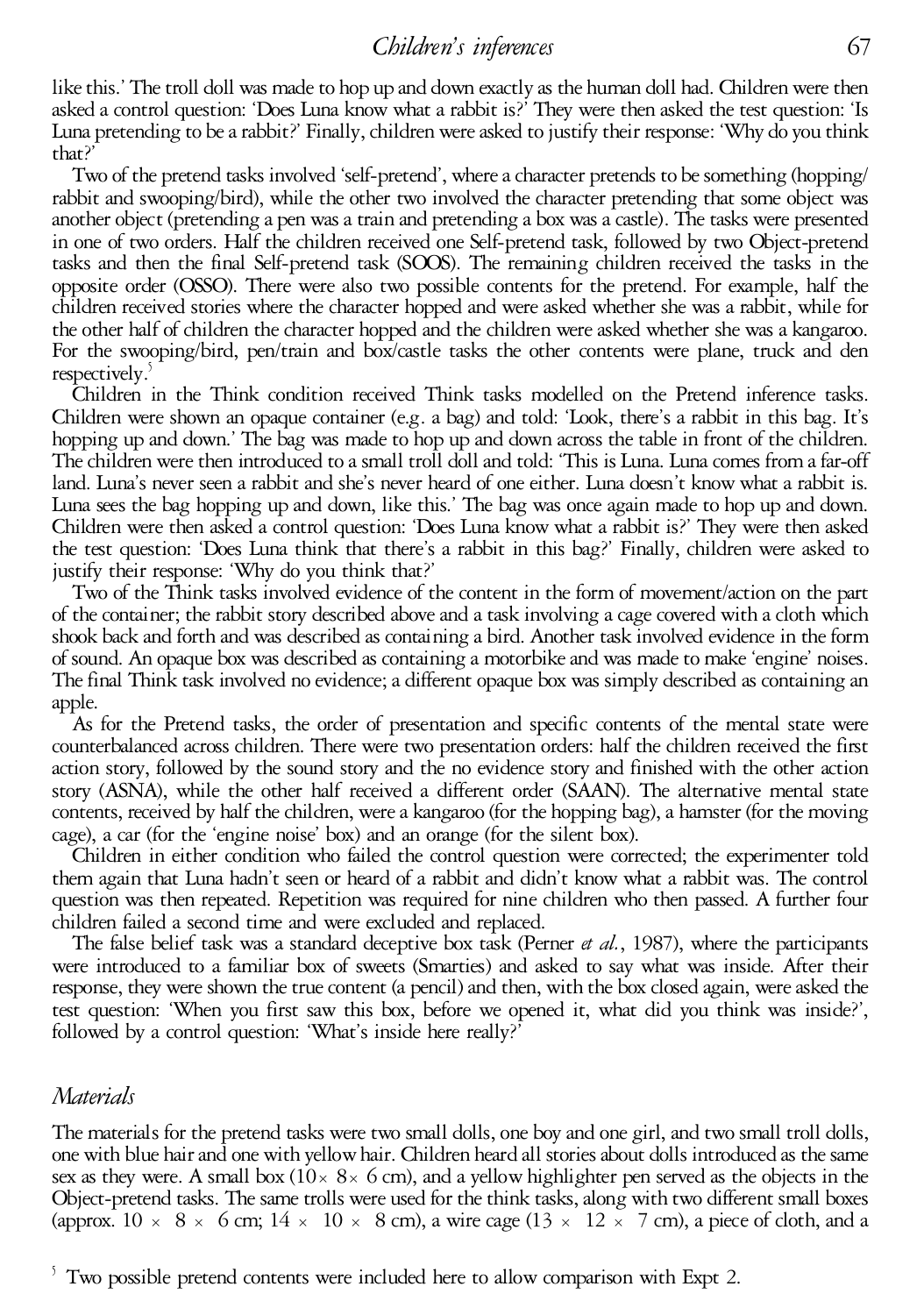like this.' The troll doll was made to hop up and down exactly as the human doll had. Children were then asked a control question: 'Does Luna know what a rabbit is?' They were then asked the test question: 'Is Luna pretending to be a rabbit?' Finally, children were asked to justify their response: 'Why do you think that?'

Two of the pretend tasks involved 'self-pretend', where a character pretends to be something (hopping/rabbit and swooping/bird), while the other two involved the character pretending that some object was another object (pretending a pen was a train and pretending a box was a castle). The tasks were presented in one of two orders. Half the children received one Self-pretend task, followed by two Object-pretend tasks and then the final Self-pretend task (SOOS). The remaining children received the tasks in the opposite order (OSSO). There were also two possible contents for the pretend. For example, half the children received stories where the character hopped and were asked whether she was a rabbit, while for the other half of children the character hopped and the children were asked whether she was a kangaroo. For the swooping/bird, pen/train and box/castle tasks the other contents were plane, truck and den respectively.[5]

Children in the Think condition received Think tasks modelled on the Pretend inference tasks. Children were shown an opaque container (e.g. a bag) and told: 'Look, there's a rabbit in this bag. It's hopping up and down.' The bag was made to hop up and down across the table in front of the children. The children were then introduced to a small troll doll and told: 'This is Luna. Luna comes from a far-off land. Luna's never seen a rabbit and she's never heard of one either. Luna doesn't know what a rabbit is. Luna sees the bag hopping up and down, like this.' The bag was once again made to hop up and down. Children were then asked a control question: 'Does Luna know what a rabbit is?' They were then asked the test question: 'Does Luna think that there's a rabbit in this bag?' Finally, children were asked to justify their response: 'Why do you think that?'

Two of the Think tasks involved evidence of the content in the form of movement/action on the part of the container; the rabbit story described above and a task involving a cage covered with a cloth which shook back and forth and was described as containing a bird. Another task involved evidence in the form of sound. An opaque box was described as containing a motorbike and was made to make 'engine' noises. The final Think task involved no evidence; a different opaque box was simply described as containing an apple.

As for the Pretend tasks, the order of presentation and specific contents of the mental state were counterbalanced across children. There were two presentation orders: half the children received the first action story, followed by the sound story and the no evidence story and finished with the other action story (ASNA), while the other half received a different order (SAAN). The alternative mental state contents, received by half the children, were a kangaroo (for the hopping bag), a hamster (for the moving cage), a car (for the 'engine noise' box) and an orange (for the silent box).

Children in either condition who failed the control question were corrected; the experimenter told them again that Luna hadn't seen or heard of a rabbit and didn't know what a rabbit was. The control question was then repeated. Repetition was required for nine children who then passed. A further four children failed a second time and were excluded and replaced.

The false belief task was a standard deceptive box task (Perner *et al.*, 1987), where the participants were introduced to a familiar box of sweets (Smarties) and asked to say what was inside. After their response, they were shown the true content (a pencil) and then, with the box closed again, were asked the test question: 'When you first saw this box, before we opened it, what did you think was inside?', followed by a control question: 'What's inside here really?'

## *Materials*

The materials for the pretend tasks were two small dolls, one boy and one girl, and two small troll dolls, one with blue hair and one with yellow hair. Children heard all stories about dolls introduced as the same sex as they were. A small box ($10 \times 8 \times 6$ cm), and a yellow highlighter pen served as the objects in the Object-pretend tasks. The same trolls were used for the think tasks, along with two different small boxes (approx. $10 \times 8 \times 6$ cm; $14 \times 10 \times 8$ cm), a wire cage ($13 \times 12 \times 7$ cm), a piece of cloth, and a

[5] Two possible pretend contents were included here to allow comparison with Expt 2.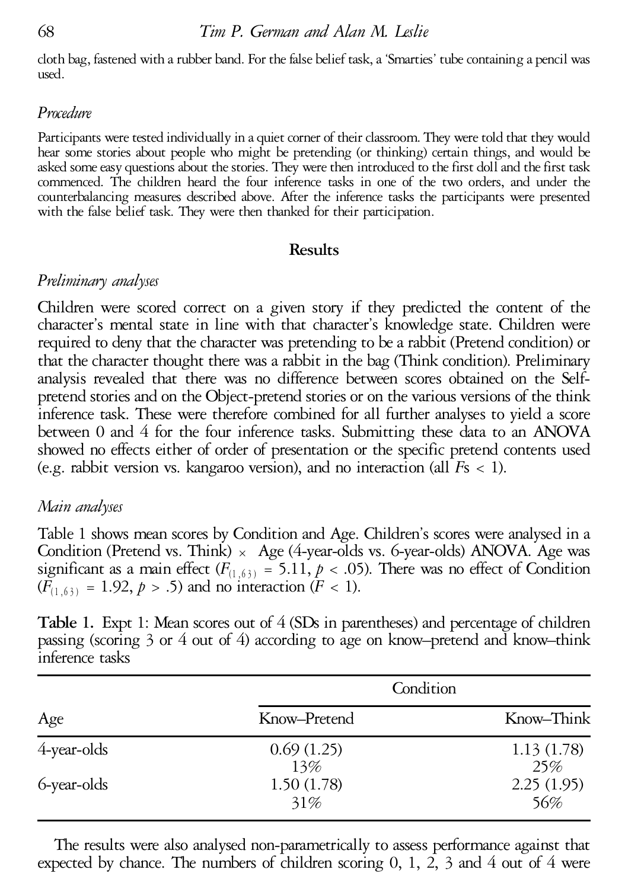cloth bag, fastened with a rubber band. For the false belief task, a 'Smarties' tube containing a pencil was used.

### *Procedure*

Participants were tested individually in a quiet corner of their classroom. They were told that they would hear some stories about people who might be pretending (or thinking) certain things, and would be asked some easy questions about the stories. They were then introduced to the first doll and the first task commenced. The children heard the four inference tasks in one of the two orders, and under the counterbalancing measures described above. After the inference tasks the participants were presented with the false belief task. They were then thanked for their participation.

## Results

### *Preliminary analyses*

Children were scored correct on a given story if they predicted the content of the character's mental state in line with that character's knowledge state. Children were required to deny that the character was pretending to be a rabbit (Pretend condition) or that the character thought there was a rabbit in the bag (Think condition). Preliminary analysis revealed that there was no difference between scores obtained on the Self-pretend stories and on the Object-pretend stories or on the various versions of the think inference task. These were therefore combined for all further analyses to yield a score between 0 and 4 for the four inference tasks. Submitting these data to an ANOVA showed no effects either of order of presentation or the specific pretend contents used (e.g. rabbit version vs. kangaroo version), and no interaction (all $F$s $< 1$).

### *Main analyses*

Table 1 shows mean scores by Condition and Age. Children's scores were analysed in a Condition (Pretend vs. Think) $\times$ Age (4-year-olds vs. 6-year-olds) ANOVA. Age was significant as a main effect ($F_{(1,63)} = 5.11$, $p < .05$). There was no effect of Condition ($F_{(1,63)} = 1.92$, $p > .5$) and no interaction ($F < 1$).

**Table 1.** Expt 1: Mean scores out of 4 (SDs in parentheses) and percentage of children passing (scoring 3 or 4 out of 4) according to age on know–pretend and know–think inference tasks

| | Condition | |
|---|---|---|
| Age | Know–Pretend | Know–Think |
| 4-year-olds | 0.69 (1.25) | 1.13 (1.78) |
| | 13% | 25% |
| 6-year-olds | 1.50 (1.78) | 2.25 (1.95) |
| | 31% | 56% |

The results were also analysed non-parametrically to assess performance against that expected by chance. The numbers of children scoring 0, 1, 2, 3 and 4 out of 4 were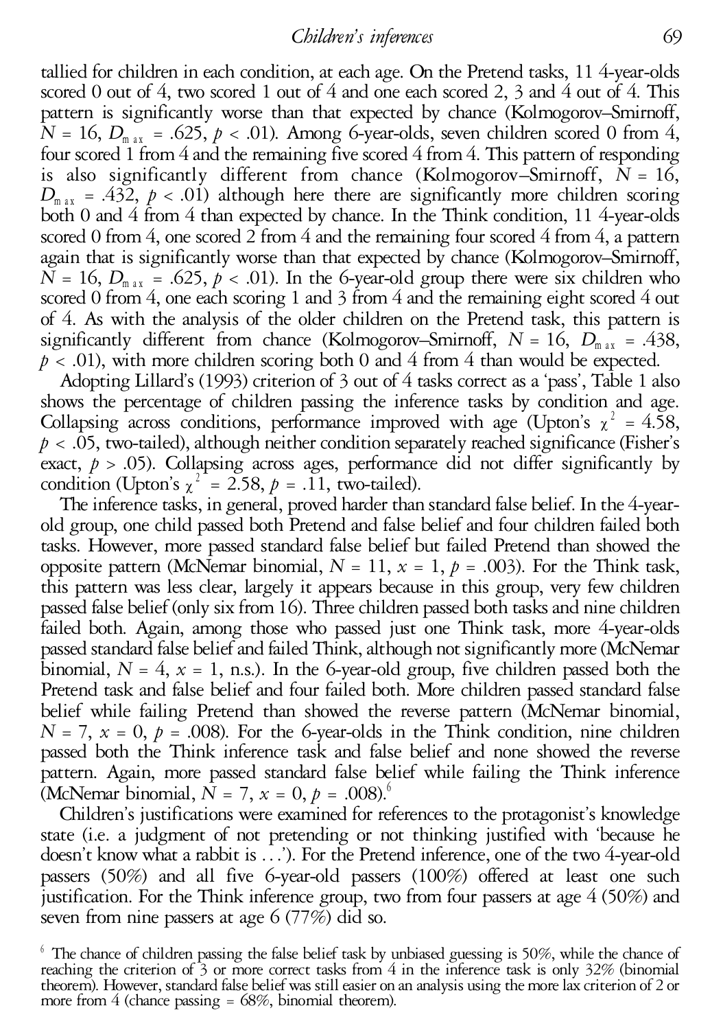tallied for children in each condition, at each age. On the Pretend tasks, 11 4-year-olds scored 0 out of 4, two scored 1 out of 4 and one each scored 2, 3 and 4 out of 4. This pattern is significantly worse than that expected by chance (Kolmogorov–Smirnoff, $N = 16$, $D_{max} = .625$, $p < .01$). Among 6-year-olds, seven children scored 0 from 4, four scored 1 from 4 and the remaining five scored 4 from 4. This pattern of responding is also significantly different from chance (Kolmogorov–Smirnoff, $N = 16$, $D_{max} = .432$, $p < .01$) although here there are significantly more children scoring both 0 and 4 from 4 than expected by chance. In the Think condition, 11 4-year-olds scored 0 from 4, one scored 2 from 4 and the remaining four scored 4 from 4, a pattern again that is significantly worse than that expected by chance (Kolmogorov–Smirnoff, $N = 16$, $D_{max} = .625$, $p < .01$). In the 6-year-old group there were six children who scored 0 from 4, one each scoring 1 and 3 from 4 and the remaining eight scored 4 out of 4. As with the analysis of the older children on the Pretend task, this pattern is significantly different from chance (Kolmogorov–Smirnoff, $N = 16$, $D_{max} = .438$, $p < .01$), with more children scoring both 0 and 4 from 4 than would be expected.

Adopting Lillard's (1993) criterion of 3 out of 4 tasks correct as a 'pass', Table 1 also shows the percentage of children passing the inference tasks by condition and age. Collapsing across conditions, performance improved with age (Upton's $\chi^2 = 4.58$, $p < .05$, two-tailed), although neither condition separately reached significance (Fisher's exact, $p > .05$). Collapsing across ages, performance did not differ significantly by condition (Upton's $\chi^2 = 2.58$, $p = .11$, two-tailed).

The inference tasks, in general, proved harder than standard false belief. In the 4-year-old group, one child passed both Pretend and false belief and four children failed both tasks. However, more passed standard false belief but failed Pretend than showed the opposite pattern (McNemar binomial, $N = 11$, $x = 1$, $p = .003$). For the Think task, this pattern was less clear, largely it appears because in this group, very few children passed false belief (only six from 16). Three children passed both tasks and nine children failed both. Again, among those who passed just one Think task, more 4-year-olds passed standard false belief and failed Think, although not significantly more (McNemar binomial, $N = 4$, $x = 1$, n.s.). In the 6-year-old group, five children passed both the Pretend task and false belief and four failed both. More children passed standard false belief while failing Pretend than showed the reverse pattern (McNemar binomial, $N = 7$, $x = 0$, $p = .008$). For the 6-year-olds in the Think condition, nine children passed both the Think inference task and false belief and none showed the reverse pattern. Again, more passed standard false belief while failing the Think inference (McNemar binomial, $N = 7$, $x = 0$, $p = .008$).[6]

Children's justifications were examined for references to the protagonist's knowledge state (i.e. a judgment of not pretending or not thinking justified with 'because he doesn't know what a rabbit is ...'). For the Pretend inference, one of the two 4-year-old passers (50%) and all five 6-year-old passers (100%) offered at least one such justification. For the Think inference group, two from four passers at age 4 (50%) and seven from nine passers at age 6 (77%) did so.

[6] The chance of children passing the false belief task by unbiased guessing is 50%, while the chance of reaching the criterion of 3 or more correct tasks from 4 in the inference task is only 32% (binomial theorem). However, standard false belief was still easier on an analysis using the more lax criterion of 2 or more from 4 (chance passing = 68%, binomial theorem).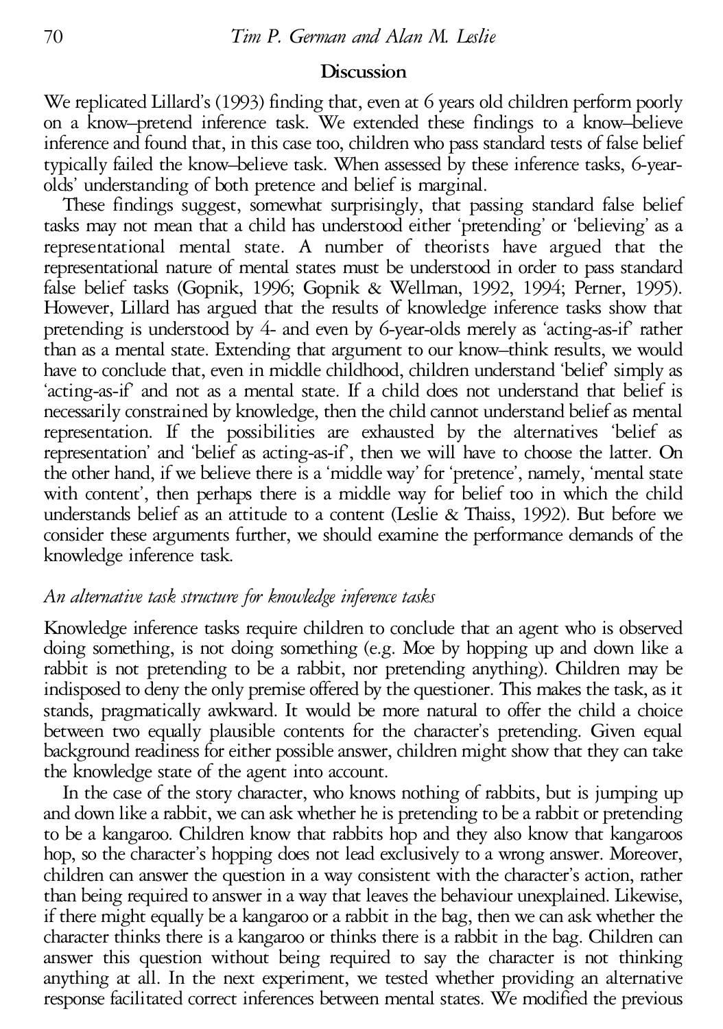## Discussion

We replicated Lillard's (1993) finding that, even at 6 years old children perform poorly on a know–pretend inference task. We extended these findings to a know–believe inference and found that, in this case too, children who pass standard tests of false belief typically failed the know–believe task. When assessed by these inference tasks, 6-year-olds' understanding of both pretence and belief is marginal.

These findings suggest, somewhat surprisingly, that passing standard false belief tasks may not mean that a child has understood either 'pretending' or 'believing' as a representational mental state. A number of theorists have argued that the representational nature of mental states must be understood in order to pass standard false belief tasks (Gopnik, 1996; Gopnik & Wellman, 1992, 1994; Perner, 1995). However, Lillard has argued that the results of knowledge inference tasks show that pretending is understood by 4- and even by 6-year-olds merely as 'acting-as-if' rather than as a mental state. Extending that argument to our know–think results, we would have to conclude that, even in middle childhood, children understand 'belief' simply as 'acting-as-if' and not as a mental state. If a child does not understand that belief is necessarily constrained by knowledge, then the child cannot understand belief as mental representation. If the possibilities are exhausted by the alternatives 'belief as representation' and 'belief as acting-as-if', then we will have to choose the latter. On the other hand, if we believe there is a 'middle way' for 'pretence', namely, 'mental state with content', then perhaps there is a middle way for belief too in which the child understands belief as an attitude to a content (Leslie & Thaiss, 1992). But before we consider these arguments further, we should examine the performance demands of the knowledge inference task.

### *An alternative task structure for knowledge inference tasks*

Knowledge inference tasks require children to conclude that an agent who is observed doing something, is not doing something (e.g. Moe by hopping up and down like a rabbit is not pretending to be a rabbit, nor pretending anything). Children may be indisposed to deny the only premise offered by the questioner. This makes the task, as it stands, pragmatically awkward. It would be more natural to offer the child a choice between two equally plausible contents for the character's pretending. Given equal background readiness for either possible answer, children might show that they can take the knowledge state of the agent into account.

In the case of the story character, who knows nothing of rabbits, but is jumping up and down like a rabbit, we can ask whether he is pretending to be a rabbit or pretending to be a kangaroo. Children know that rabbits hop and they also know that kangaroos hop, so the character's hopping does not lead exclusively to a wrong answer. Moreover, children can answer the question in a way consistent with the character's action, rather than being required to answer in a way that leaves the behaviour unexplained. Likewise, if there might equally be a kangaroo or a rabbit in the bag, then we can ask whether the character thinks there is a kangaroo or thinks there is a rabbit in the bag. Children can answer this question without being required to say the character is not thinking anything at all. In the next experiment, we tested whether providing an alternative response facilitated correct inferences between mental states. We modified the previous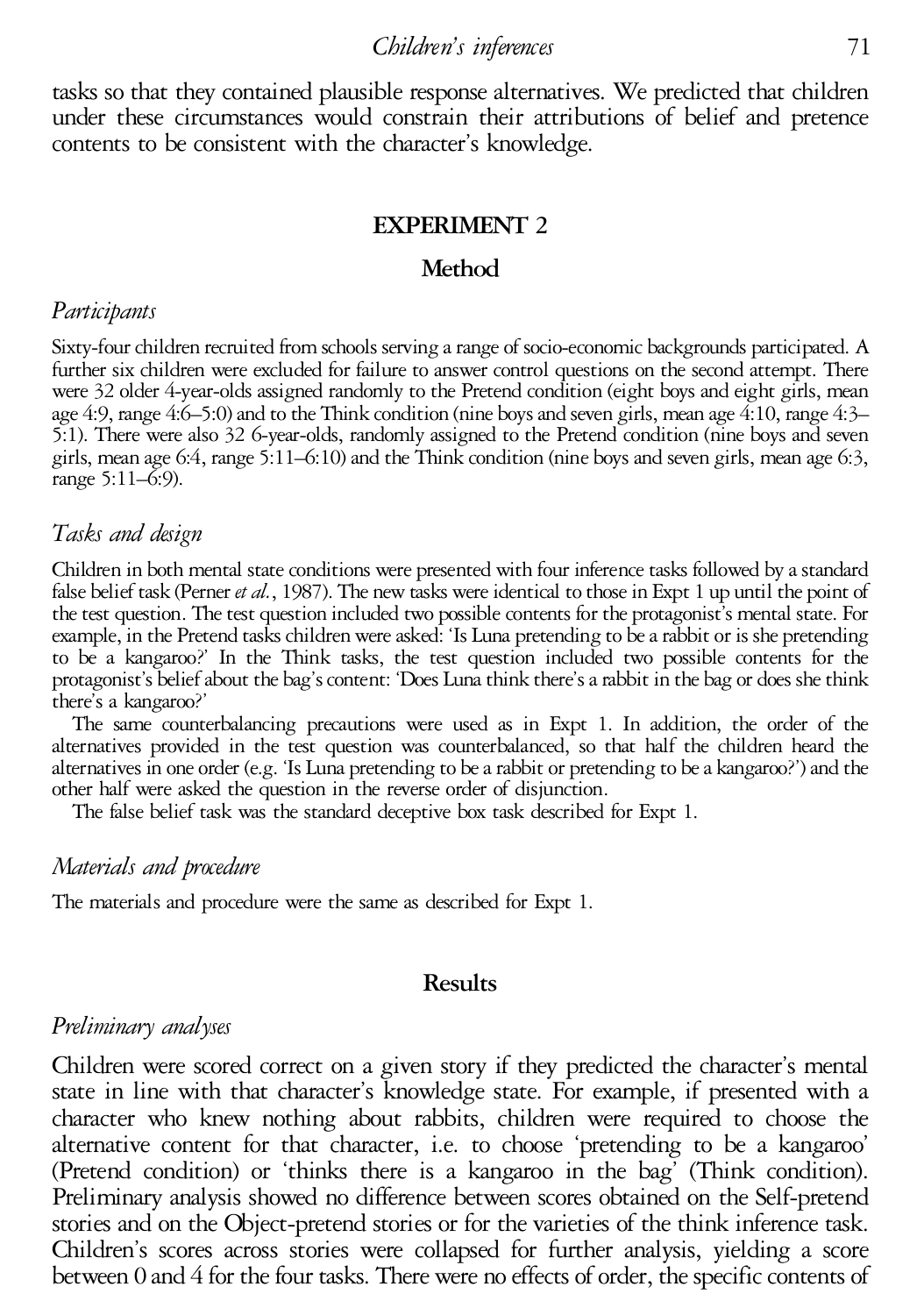tasks so that they contained plausible response alternatives. We predicted that children under these circumstances would constrain their attributions of belief and pretence contents to be consistent with the character's knowledge.

## EXPERIMENT 2

### Method

#### *Participants*

Sixty-four children recruited from schools serving a range of socio-economic backgrounds participated. A further six children were excluded for failure to answer control questions on the second attempt. There were 32 older 4-year-olds assigned randomly to the Pretend condition (eight boys and eight girls, mean age 4:9, range 4:6–5:0) and to the Think condition (nine boys and seven girls, mean age 4:10, range 4:3–5:1). There were also 32 6-year-olds, randomly assigned to the Pretend condition (nine boys and seven girls, mean age 6:4, range 5:11–6:10) and the Think condition (nine boys and seven girls, mean age 6:3, range 5:11–6:9).

#### *Tasks and design*

Children in both mental state conditions were presented with four inference tasks followed by a standard false belief task (Perner *et al.*, 1987). The new tasks were identical to those in Expt 1 up until the point of the test question. The test question included two possible contents for the protagonist's mental state. For example, in the Pretend tasks children were asked: 'Is Luna pretending to be a rabbit or is she pretending to be a kangaroo?' In the Think tasks, the test question included two possible contents for the protagonist's belief about the bag's content: 'Does Luna think there's a rabbit in the bag or does she think there's a kangaroo?'

The same counterbalancing precautions were used as in Expt 1. In addition, the order of the alternatives provided in the test question was counterbalanced, so that half the children heard the alternatives in one order (e.g. 'Is Luna pretending to be a rabbit or pretending to be a kangaroo?') and the other half were asked the question in the reverse order of disjunction.

The false belief task was the standard deceptive box task described for Expt 1.

#### *Materials and procedure*

The materials and procedure were the same as described for Expt 1.

### Results

#### *Preliminary analyses*

Children were scored correct on a given story if they predicted the character's mental state in line with that character's knowledge state. For example, if presented with a character who knew nothing about rabbits, children were required to choose the alternative content for that character, i.e. to choose 'pretending to be a kangaroo' (Pretend condition) or 'thinks there is a kangaroo in the bag' (Think condition). Preliminary analysis showed no difference between scores obtained on the Self-pretend stories and on the Object-pretend stories or for the varieties of the think inference task. Children's scores across stories were collapsed for further analysis, yielding a score between 0 and 4 for the four tasks. There were no effects of order, the specific contents of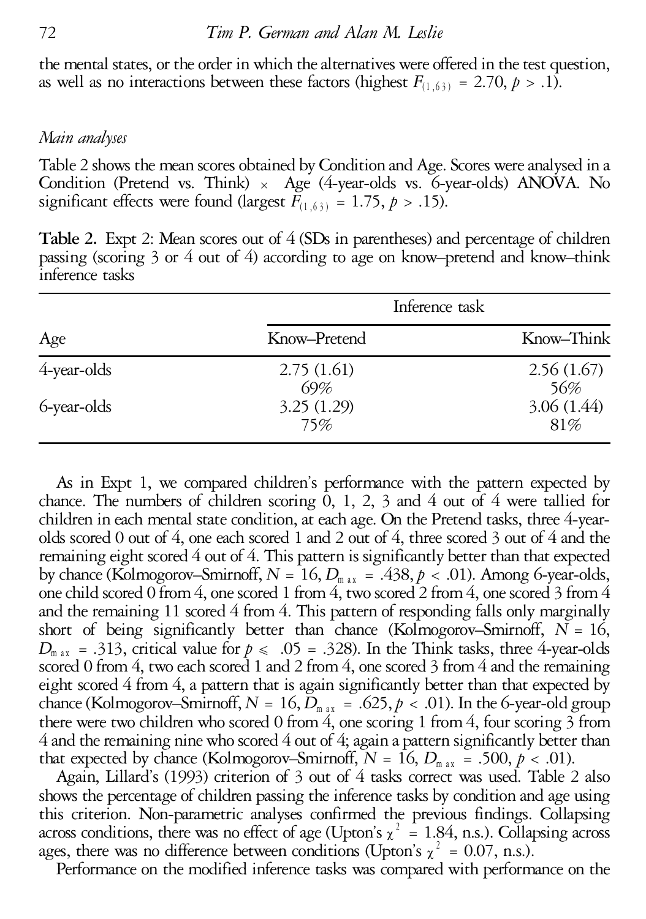the mental states, or the order in which the alternatives were offered in the test question, as well as no interactions between these factors (highest $F_{(1,63)} = 2.70$, $p > .1$).

### *Main analyses*

Table 2 shows the mean scores obtained by Condition and Age. Scores were analysed in a Condition (Pretend vs. Think) × Age (4-year-olds vs. 6-year-olds) ANOVA. No significant effects were found (largest $F_{(1,63)} = 1.75$, $p > .15$).

**Table 2.** Expt 2: Mean scores out of 4 (SDs in parentheses) and percentage of children passing (scoring 3 or 4 out of 4) according to age on know–pretend and know–think inference tasks

| Age | Inference task | |
|---|---|---|
| | Know–Pretend | Know–Think |
| 4-year-olds | 2.75 (1.61) 69% | 2.56 (1.67) 56% |
| 6-year-olds | 3.25 (1.29) 75% | 3.06 (1.44) 81% |

As in Expt 1, we compared children's performance with the pattern expected by chance. The numbers of children scoring 0, 1, 2, 3 and 4 out of 4 were tallied for children in each mental state condition, at each age. On the Pretend tasks, three 4-year-olds scored 0 out of 4, one each scored 1 and 2 out of 4, three scored 3 out of 4 and the remaining eight scored 4 out of 4. This pattern is significantly better than that expected by chance (Kolmogorov–Smirnoff, $N = 16$, $D_{max} = .438$, $p < .01$). Among 6-year-olds, one child scored 0 from 4, one scored 1 from 4, two scored 2 from 4, one scored 3 from 4 and the remaining 11 scored 4 from 4. This pattern of responding falls only marginally short of being significantly better than chance (Kolmogorov–Smirnoff, $N = 16$, $D_{max} = .313$, critical value for $p \leqslant .05 = .328$). In the Think tasks, three 4-year-olds scored 0 from 4, two each scored 1 and 2 from 4, one scored 3 from 4 and the remaining eight scored 4 from 4, a pattern that is again significantly better than that expected by chance (Kolmogorov–Smirnoff, $N = 16$, $D_{max} = .625$, $p < .01$). In the 6-year-old group there were two children who scored 0 from 4, one scoring 1 from 4, four scoring 3 from 4 and the remaining nine who scored 4 out of 4; again a pattern significantly better than that expected by chance (Kolmogorov–Smirnoff, $N = 16$, $D_{max} = .500$, $p < .01$).

Again, Lillard's (1993) criterion of 3 out of 4 tasks correct was used. Table 2 also shows the percentage of children passing the inference tasks by condition and age using this criterion. Non-parametric analyses confirmed the previous findings. Collapsing across conditions, there was no effect of age (Upton's $\chi^2 = 1.84$, n.s.). Collapsing across ages, there was no difference between conditions (Upton's $\chi^2 = 0.07$, n.s.).

Performance on the modified inference tasks was compared with performance on the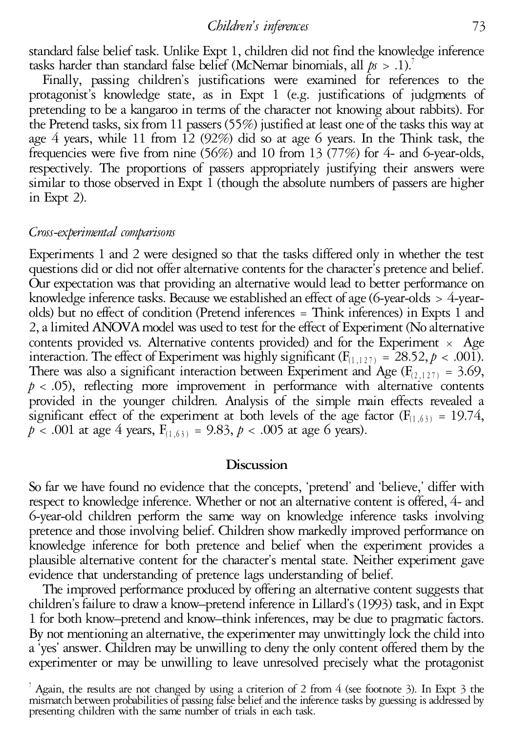standard false belief task. Unlike Expt 1, children did not find the knowledge inference tasks harder than standard false belief (McNemar binomials, all *ps* > .1).[7]

Finally, passing children's justifications were examined for references to the protagonist's knowledge state, as in Expt 1 (e.g. justifications of judgments of pretending to be a kangaroo in terms of the character not knowing about rabbits). For the Pretend tasks, six from 11 passers (55%) justified at least one of the tasks this way at age 4 years, while 11 from 12 (92%) did so at age 6 years. In the Think task, the frequencies were five from nine (56%) and 10 from 13 (77%) for 4- and 6-year-olds, respectively. The proportions of passers appropriately justifying their answers were similar to those observed in Expt 1 (though the absolute numbers of passers are higher in Expt 2).

*Cross-experimental comparisons*

Experiments 1 and 2 were designed so that the tasks differed only in whether the test questions did or did not offer alternative contents for the character's pretence and belief. Our expectation was that providing an alternative would lead to better performance on knowledge inference tasks. Because we established an effect of age (6-year-olds > 4-year-olds) but no effect of condition (Pretend inferences = Think inferences) in Expts 1 and 2, a limited ANOVA model was used to test for the effect of Experiment (No alternative contents provided vs. Alternative contents provided) and for the Experiment × Age interaction. The effect of Experiment was highly significant ($F_{(1,127)} = 28.52, p < .001$). There was also a significant interaction between Experiment and Age ($F_{(2,127)} = 3.69$, $p < .05$), reflecting more improvement in performance with alternative contents provided in the younger children. Analysis of the simple main effects revealed a significant effect of the experiment at both levels of the age factor ($F_{(1,63)} = 19.74$, $p < .001$ at age 4 years, $F_{(1,63)} = 9.83$, $p < .005$ at age 6 years).

## Discussion

So far we have found no evidence that the concepts, 'pretend' and 'believe,' differ with respect to knowledge inference. Whether or not an alternative content is offered, 4- and 6-year-old children perform the same way on knowledge inference tasks involving pretence and those involving belief. Children show markedly improved performance on knowledge inference for both pretence and belief when the experiment provides a plausible alternative content for the character's mental state. Neither experiment gave evidence that understanding of pretence lags understanding of belief.

The improved performance produced by offering an alternative content suggests that children's failure to draw a know–pretend inference in Lillard's (1993) task, and in Expt 1 for both know–pretend and know–think inferences, may be due to pragmatic factors. By not mentioning an alternative, the experimenter may unwittingly lock the child into a 'yes' answer. Children may be unwilling to deny the only content offered them by the experimenter or may be unwilling to leave unresolved precisely what the protagonist

[7] Again, the results are not changed by using a criterion of 2 from 4 (see footnote 3). In Expt 3 the mismatch between probabilities of passing false belief and the inference tasks by guessing is addressed by presenting children with the same number of trials in each task.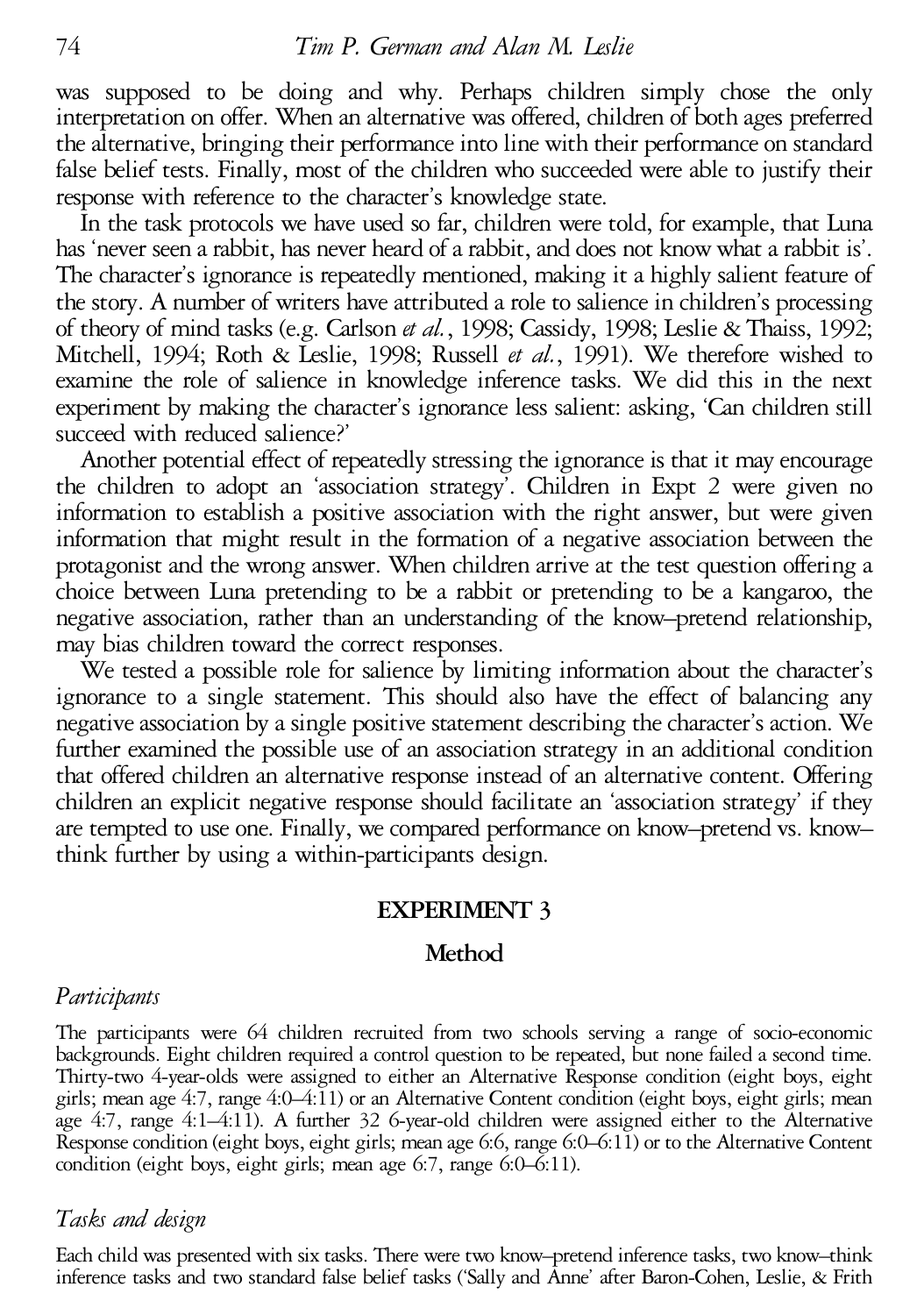was supposed to be doing and why. Perhaps children simply chose the only interpretation on offer. When an alternative was offered, children of both ages preferred the alternative, bringing their performance into line with their performance on standard false belief tests. Finally, most of the children who succeeded were able to justify their response with reference to the character's knowledge state.

In the task protocols we have used so far, children were told, for example, that Luna has 'never seen a rabbit, has never heard of a rabbit, and does not know what a rabbit is'. The character's ignorance is repeatedly mentioned, making it a highly salient feature of the story. A number of writers have attributed a role to salience in children's processing of theory of mind tasks (e.g. Carlson *et al.*, 1998; Cassidy, 1998; Leslie & Thaiss, 1992; Mitchell, 1994; Roth & Leslie, 1998; Russell *et al.*, 1991). We therefore wished to examine the role of salience in knowledge inference tasks. We did this in the next experiment by making the character's ignorance less salient: asking, 'Can children still succeed with reduced salience?'

Another potential effect of repeatedly stressing the ignorance is that it may encourage the children to adopt an 'association strategy'. Children in Expt 2 were given no information to establish a positive association with the right answer, but were given information that might result in the formation of a negative association between the protagonist and the wrong answer. When children arrive at the test question offering a choice between Luna pretending to be a rabbit or pretending to be a kangaroo, the negative association, rather than an understanding of the know–pretend relationship, may bias children toward the correct responses.

We tested a possible role for salience by limiting information about the character's ignorance to a single statement. This should also have the effect of balancing any negative association by a single positive statement describing the character's action. We further examined the possible use of an association strategy in an additional condition that offered children an alternative response instead of an alternative content. Offering children an explicit negative response should facilitate an 'association strategy' if they are tempted to use one. Finally, we compared performance on know–pretend vs. know–think further by using a within-participants design.

## EXPERIMENT 3

### Method

#### *Participants*

The participants were 64 children recruited from two schools serving a range of socio-economic backgrounds. Eight children required a control question to be repeated, but none failed a second time. Thirty-two 4-year-olds were assigned to either an Alternative Response condition (eight boys, eight girls; mean age 4:7, range 4:0–4:11) or an Alternative Content condition (eight boys, eight girls; mean age 4:7, range 4:1–4:11). A further 32 6-year-old children were assigned either to the Alternative Response condition (eight boys, eight girls; mean age 6:6, range 6:0–6:11) or to the Alternative Content condition (eight boys, eight girls; mean age 6:7, range 6:0–6:11).

#### *Tasks and design*

Each child was presented with six tasks. There were two know–pretend inference tasks, two know–think inference tasks and two standard false belief tasks ('Sally and Anne' after Baron-Cohen, Leslie, & Frith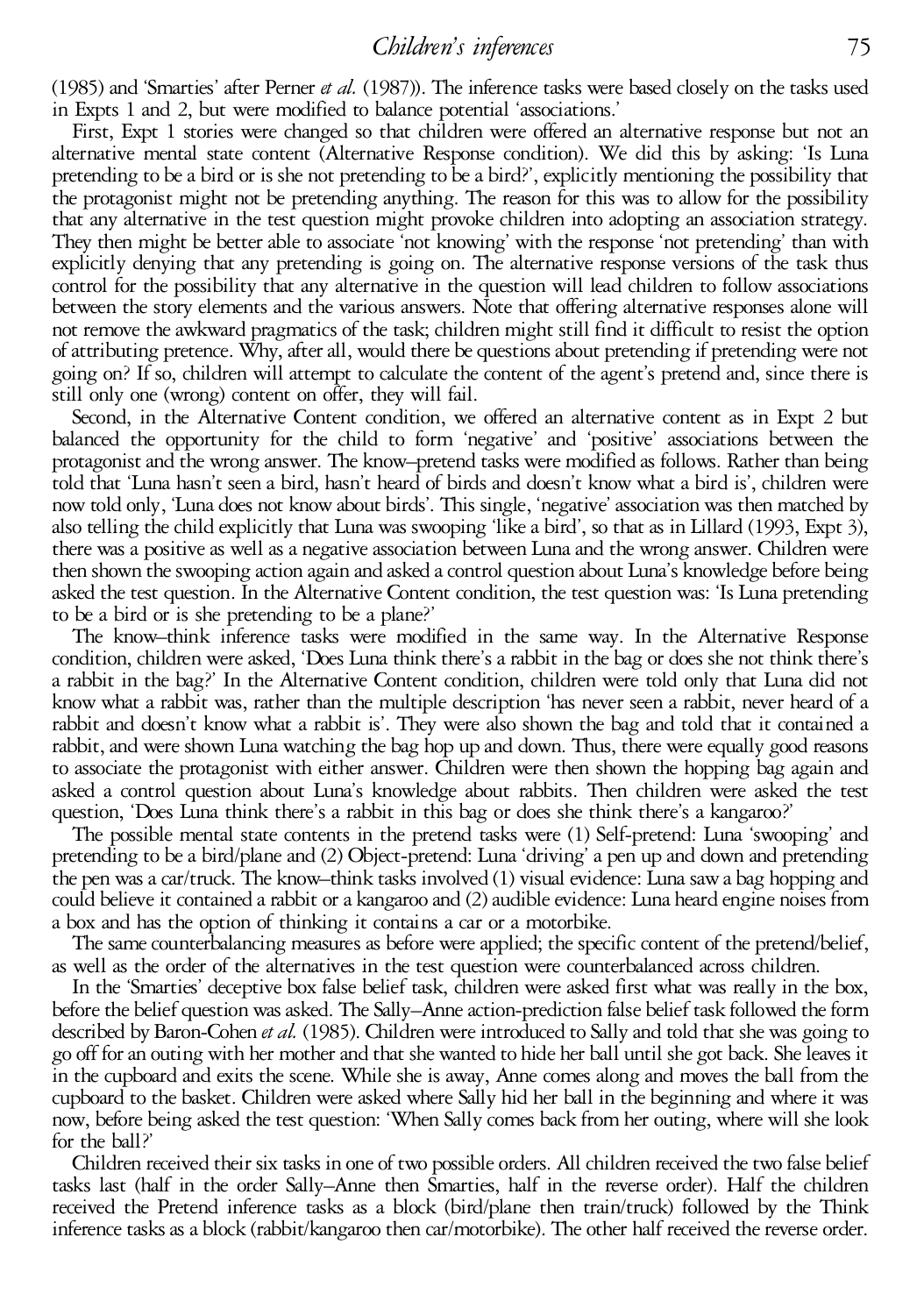(1985) and 'Smarties' after Perner *et al.* (1987)). The inference tasks were based closely on the tasks used in Expts 1 and 2, but were modified to balance potential 'associations.'

First, Expt 1 stories were changed so that children were offered an alternative response but not an alternative mental state content (Alternative Response condition). We did this by asking: 'Is Luna pretending to be a bird or is she not pretending to be a bird?', explicitly mentioning the possibility that the protagonist might not be pretending anything. The reason for this was to allow for the possibility that any alternative in the test question might provoke children into adopting an association strategy. They then might be better able to associate 'not knowing' with the response 'not pretending' than with explicitly denying that any pretending is going on. The alternative response versions of the task thus control for the possibility that any alternative in the question will lead children to follow associations between the story elements and the various answers. Note that offering alternative responses alone will not remove the awkward pragmatics of the task; children might still find it difficult to resist the option of attributing pretence. Why, after all, would there be questions about pretending if pretending were not going on? If so, children will attempt to calculate the content of the agent's pretend and, since there is still only one (wrong) content on offer, they will fail.

Second, in the Alternative Content condition, we offered an alternative content as in Expt 2 but balanced the opportunity for the child to form 'negative' and 'positive' associations between the protagonist and the wrong answer. The know–pretend tasks were modified as follows. Rather than being told that 'Luna hasn't seen a bird, hasn't heard of birds and doesn't know what a bird is', children were now told only, 'Luna does not know about birds'. This single, 'negative' association was then matched by also telling the child explicitly that Luna was swooping 'like a bird', so that as in Lillard (1993, Expt 3), there was a positive as well as a negative association between Luna and the wrong answer. Children were then shown the swooping action again and asked a control question about Luna's knowledge before being asked the test question. In the Alternative Content condition, the test question was: 'Is Luna pretending to be a bird or is she pretending to be a plane?'

The know–think inference tasks were modified in the same way. In the Alternative Response condition, children were asked, 'Does Luna think there's a rabbit in the bag or does she not think there's a rabbit in the bag?' In the Alternative Content condition, children were told only that Luna did not know what a rabbit was, rather than the multiple description 'has never seen a rabbit, never heard of a rabbit and doesn't know what a rabbit is'. They were also shown the bag and told that it contained a rabbit, and were shown Luna watching the bag hop up and down. Thus, there were equally good reasons to associate the protagonist with either answer. Children were then shown the hopping bag again and asked a control question about Luna's knowledge about rabbits. Then children were asked the test question, 'Does Luna think there's a rabbit in this bag or does she think there's a kangaroo?'

The possible mental state contents in the pretend tasks were (1) Self-pretend: Luna 'swooping' and pretending to be a bird/plane and (2) Object-pretend: Luna 'driving' a pen up and down and pretending the pen was a car/truck. The know–think tasks involved (1) visual evidence: Luna saw a bag hopping and could believe it contained a rabbit or a kangaroo and (2) audible evidence: Luna heard engine noises from a box and has the option of thinking it contains a car or a motorbike.

The same counterbalancing measures as before were applied; the specific content of the pretend/belief, as well as the order of the alternatives in the test question were counterbalanced across children.

In the 'Smarties' deceptive box false belief task, children were asked first what was really in the box, before the belief question was asked. The Sally–Anne action-prediction false belief task followed the form described by Baron-Cohen *et al.* (1985). Children were introduced to Sally and told that she was going to go off for an outing with her mother and that she wanted to hide her ball until she got back. She leaves it in the cupboard and exits the scene. While she is away, Anne comes along and moves the ball from the cupboard to the basket. Children were asked where Sally hid her ball in the beginning and where it was now, before being asked the test question: 'When Sally comes back from her outing, where will she look for the ball?'

Children received their six tasks in one of two possible orders. All children received the two false belief tasks last (half in the order Sally–Anne then Smarties, half in the reverse order). Half the children received the Pretend inference tasks as a block (bird/plane then train/truck) followed by the Think inference tasks as a block (rabbit/kangaroo then car/motorbike). The other half received the reverse order.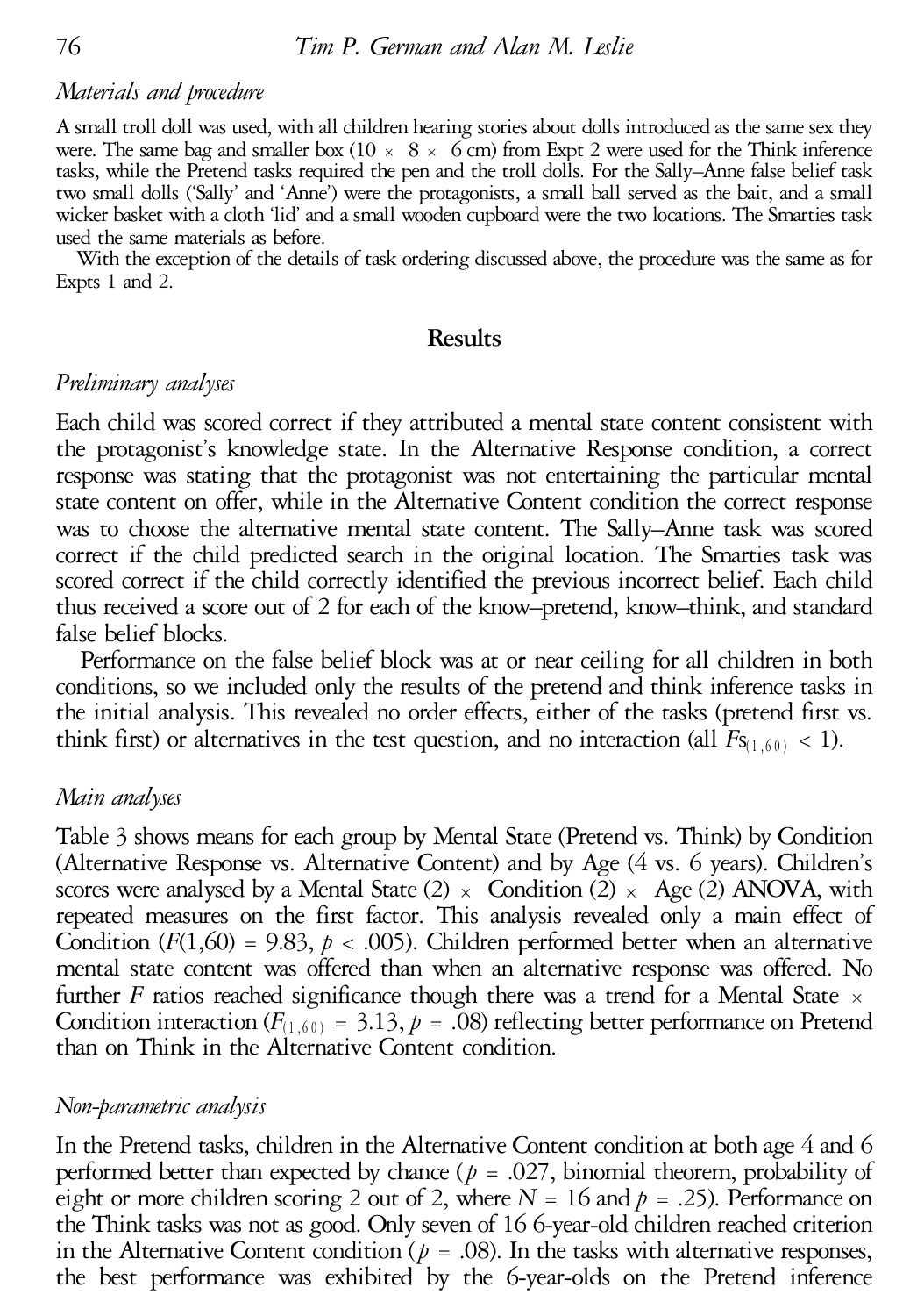*Materials and procedure*

A small troll doll was used, with all children hearing stories about dolls introduced as the same sex they were. The same bag and smaller box (10 × 8 × 6 cm) from Expt 2 were used for the Think inference tasks, while the Pretend tasks required the pen and the troll dolls. For the Sally–Anne false belief task two small dolls ('Sally' and 'Anne') were the protagonists, a small ball served as the bait, and a small wicker basket with a cloth 'lid' and a small wooden cupboard were the two locations. The Smarties task used the same materials as before.

With the exception of the details of task ordering discussed above, the procedure was the same as for Expts 1 and 2.

## Results

*Preliminary analyses*

Each child was scored correct if they attributed a mental state content consistent with the protagonist's knowledge state. In the Alternative Response condition, a correct response was stating that the protagonist was not entertaining the particular mental state content on offer, while in the Alternative Content condition the correct response was to choose the alternative mental state content. The Sally–Anne task was scored correct if the child predicted search in the original location. The Smarties task was scored correct if the child correctly identified the previous incorrect belief. Each child thus received a score out of 2 for each of the know–pretend, know–think, and standard false belief blocks.

Performance on the false belief block was at or near ceiling for all children in both conditions, so we included only the results of the pretend and think inference tasks in the initial analysis. This revealed no order effects, either of the tasks (pretend first vs. think first) or alternatives in the test question, and no interaction (all $Fs_{(1,60)} < 1$).

*Main analyses*

Table 3 shows means for each group by Mental State (Pretend vs. Think) by Condition (Alternative Response vs. Alternative Content) and by Age (4 vs. 6 years). Children's scores were analysed by a Mental State (2) × Condition (2) × Age (2) ANOVA, with repeated measures on the first factor. This analysis revealed only a main effect of Condition ($F(1,60) = 9.83$, $p < .005$). Children performed better when an alternative mental state content was offered than when an alternative response was offered. No further $F$ ratios reached significance though there was a trend for a Mental State × Condition interaction ($F_{(1,60)} = 3.13$, $p = .08$) reflecting better performance on Pretend than on Think in the Alternative Content condition.

*Non-parametric analysis*

In the Pretend tasks, children in the Alternative Content condition at both age 4 and 6 performed better than expected by chance ($p = .027$, binomial theorem, probability of eight or more children scoring 2 out of 2, where $N = 16$ and $p = .25$). Performance on the Think tasks was not as good. Only seven of 16 6-year-old children reached criterion in the Alternative Content condition ($p = .08$). In the tasks with alternative responses, the best performance was exhibited by the 6-year-olds on the Pretend inference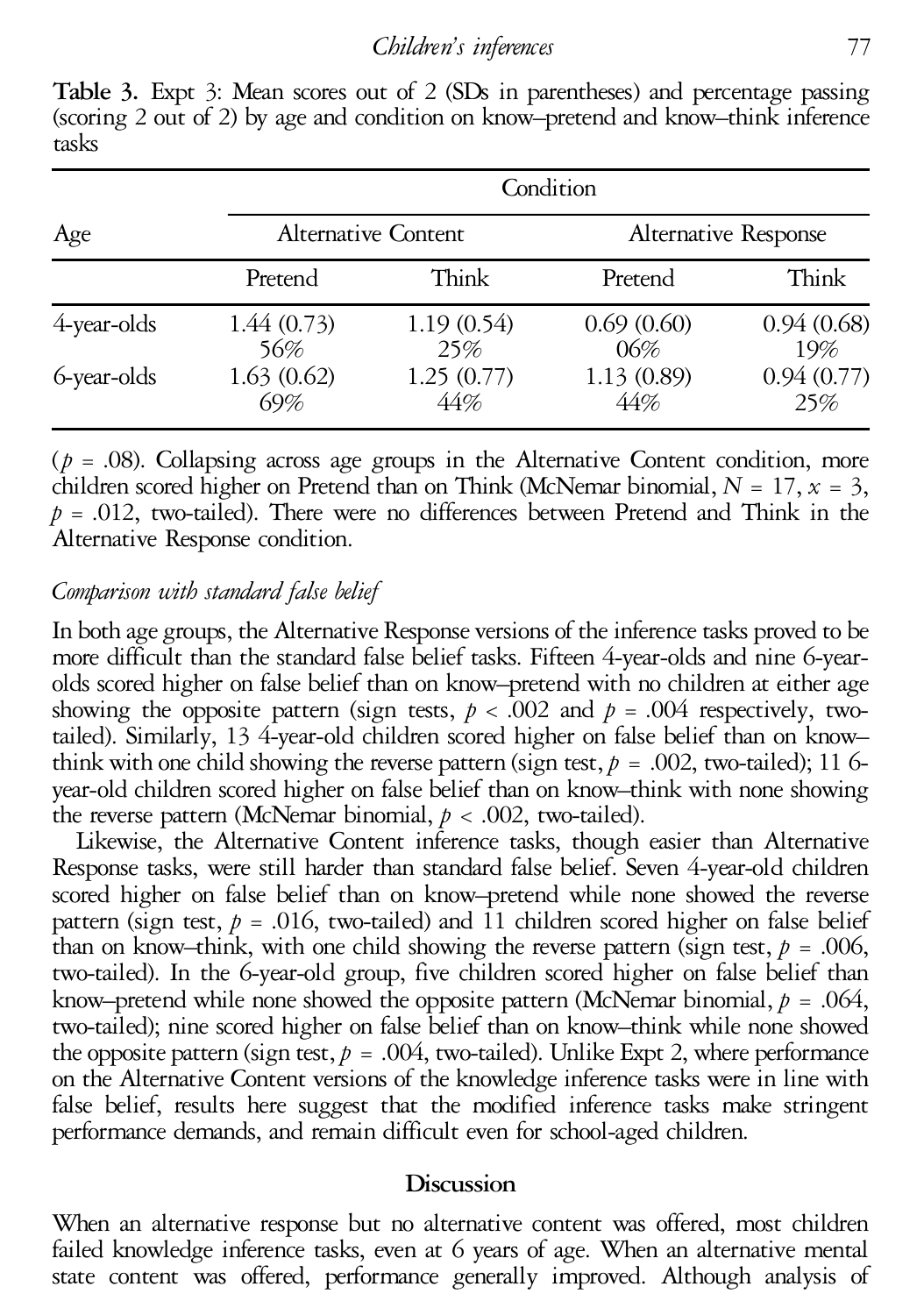**Table 3.** Expt 3: Mean scores out of 2 (SDs in parentheses) and percentage passing (scoring 2 out of 2) by age and condition on know–pretend and know–think inference tasks

| Age | Condition | | | |
|---|---|---|---|---|
| | Alternative Content | | Alternative Response | |
| | Pretend | Think | Pretend | Think |
| 4-year-olds | 1.44 (0.73)<br>56% | 1.19 (0.54)<br>25% | 0.69 (0.60)<br>06% | 0.94 (0.68)<br>19% |
| 6-year-olds | 1.63 (0.62)<br>69% | 1.25 (0.77)<br>44% | 1.13 (0.89)<br>44% | 0.94 (0.77)<br>25% |

($p$ = .08). Collapsing across age groups in the Alternative Content condition, more children scored higher on Pretend than on Think (McNemar binomial, $N$ = 17, $x$ = 3, $p$ = .012, two-tailed). There were no differences between Pretend and Think in the Alternative Response condition.

*Comparison with standard false belief*

In both age groups, the Alternative Response versions of the inference tasks proved to be more difficult than the standard false belief tasks. Fifteen 4-year-olds and nine 6-year-olds scored higher on false belief than on know–pretend with no children at either age showing the opposite pattern (sign tests, $p$ < .002 and $p$ = .004 respectively, two-tailed). Similarly, 13 4-year-old children scored higher on false belief than on know–think with one child showing the reverse pattern (sign test, $p$ = .002, two-tailed); 11 6-year-old children scored higher on false belief than on know–think with none showing the reverse pattern (McNemar binomial, $p$ < .002, two-tailed).

Likewise, the Alternative Content inference tasks, though easier than Alternative Response tasks, were still harder than standard false belief. Seven 4-year-old children scored higher on false belief than on know–pretend while none showed the reverse pattern (sign test, $p$ = .016, two-tailed) and 11 children scored higher on false belief than on know–think, with one child showing the reverse pattern (sign test, $p$ = .006, two-tailed). In the 6-year-old group, five children scored higher on false belief than know–pretend while none showed the opposite pattern (McNemar binomial, $p$ = .064, two-tailed); nine scored higher on false belief than on know–think while none showed the opposite pattern (sign test, $p$ = .004, two-tailed). Unlike Expt 2, where performance on the Alternative Content versions of the knowledge inference tasks were in line with false belief, results here suggest that the modified inference tasks make stringent performance demands, and remain difficult even for school-aged children.

## Discussion

When an alternative response but no alternative content was offered, most children failed knowledge inference tasks, even at 6 years of age. When an alternative mental state content was offered, performance generally improved. Although analysis of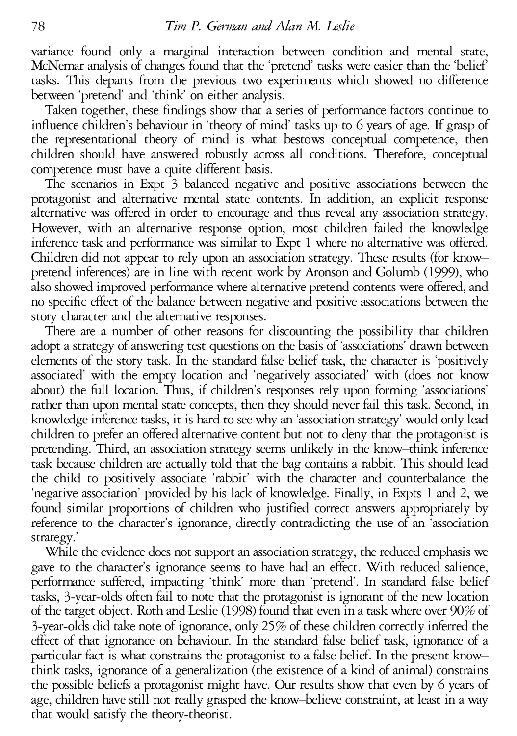variance found only a marginal interaction between condition and mental state, McNemar analysis of changes found that the 'pretend' tasks were easier than the 'belief' tasks. This departs from the previous two experiments which showed no difference between 'pretend' and 'think' on either analysis.

Taken together, these findings show that a series of performance factors continue to influence children's behaviour in 'theory of mind' tasks up to 6 years of age. If grasp of the representational theory of mind is what bestows conceptual competence, then children should have answered robustly across all conditions. Therefore, conceptual competence must have a quite different basis.

The scenarios in Expt 3 balanced negative and positive associations between the protagonist and alternative mental state contents. In addition, an explicit response alternative was offered in order to encourage and thus reveal any association strategy. However, with an alternative response option, most children failed the knowledge inference task and performance was similar to Expt 1 where no alternative was offered. Children did not appear to rely upon an association strategy. These results (for know–pretend inferences) are in line with recent work by Aronson and Golumb (1999), who also showed improved performance where alternative pretend contents were offered, and no specific effect of the balance between negative and positive associations between the story character and the alternative responses.

There are a number of other reasons for discounting the possibility that children adopt a strategy of answering test questions on the basis of 'associations' drawn between elements of the story task. In the standard false belief task, the character is 'positively associated' with the empty location and 'negatively associated' with (does not know about) the full location. Thus, if children's responses rely upon forming 'associations' rather than upon mental state concepts, then they should never fail this task. Second, in knowledge inference tasks, it is hard to see why an 'association strategy' would only lead children to prefer an offered alternative content but not to deny that the protagonist is pretending. Third, an association strategy seems unlikely in the know–think inference task because children are actually told that the bag contains a rabbit. This should lead the child to positively associate 'rabbit' with the character and counterbalance the 'negative association' provided by his lack of knowledge. Finally, in Expts 1 and 2, we found similar proportions of children who justified correct answers appropriately by reference to the character's ignorance, directly contradicting the use of an 'association strategy.'

While the evidence does not support an association strategy, the reduced emphasis we gave to the character's ignorance seems to have had an effect. With reduced salience, performance suffered, impacting 'think' more than 'pretend'. In standard false belief tasks, 3-year-olds often fail to note that the protagonist is ignorant of the new location of the target object. Roth and Leslie (1998) found that even in a task where over 90% of 3-year-olds did take note of ignorance, only 25% of these children correctly inferred the effect of that ignorance on behaviour. In the standard false belief task, ignorance of a particular fact is what constrains the protagonist to a false belief. In the present know–think tasks, ignorance of a generalization (the existence of a kind of animal) constrains the possible beliefs a protagonist might have. Our results show that even by 6 years of age, children have still not really grasped the know–believe constraint, at least in a way that would satisfy the theory-theorist.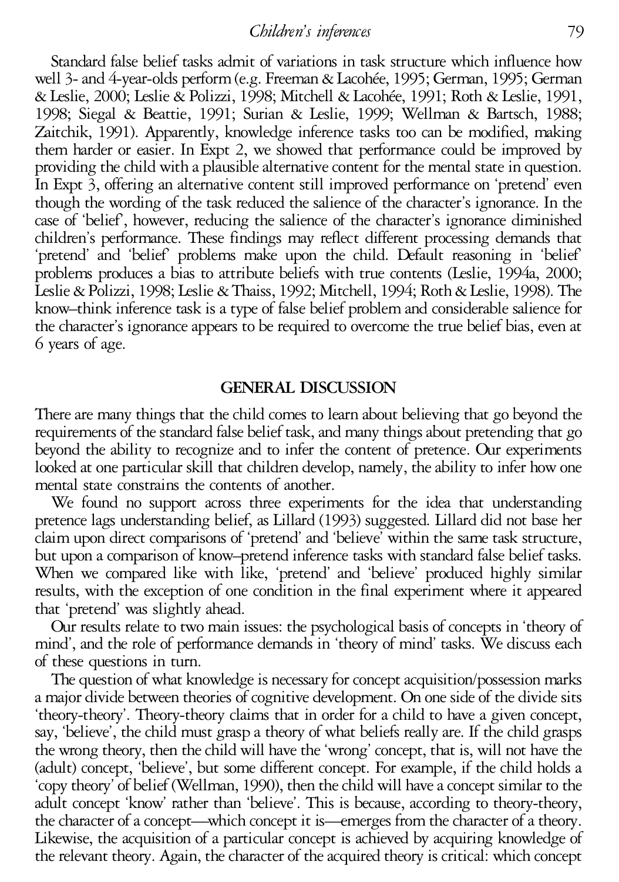Standard false belief tasks admit of variations in task structure which influence how well 3- and 4-year-olds perform (e.g. Freeman & Lacohée, 1995; German, 1995; German & Leslie, 2000; Leslie & Polizzi, 1998; Mitchell & Lacohée, 1991; Roth & Leslie, 1991, 1998; Siegal & Beattie, 1991; Surian & Leslie, 1999; Wellman & Bartsch, 1988; Zaitchik, 1991). Apparently, knowledge inference tasks too can be modified, making them harder or easier. In Expt 2, we showed that performance could be improved by providing the child with a plausible alternative content for the mental state in question. In Expt 3, offering an alternative content still improved performance on 'pretend' even though the wording of the task reduced the salience of the character's ignorance. In the case of 'belief', however, reducing the salience of the character's ignorance diminished children's performance. These findings may reflect different processing demands that 'pretend' and 'belief' problems make upon the child. Default reasoning in 'belief' problems produces a bias to attribute beliefs with true contents (Leslie, 1994a, 2000; Leslie & Polizzi, 1998; Leslie & Thaiss, 1992; Mitchell, 1994; Roth & Leslie, 1998). The know–think inference task is a type of false belief problem and considerable salience for the character's ignorance appears to be required to overcome the true belief bias, even at 6 years of age.

## GENERAL DISCUSSION

There are many things that the child comes to learn about believing that go beyond the requirements of the standard false belief task, and many things about pretending that go beyond the ability to recognize and to infer the content of pretence. Our experiments looked at one particular skill that children develop, namely, the ability to infer how one mental state constrains the contents of another.

We found no support across three experiments for the idea that understanding pretence lags understanding belief, as Lillard (1993) suggested. Lillard did not base her claim upon direct comparisons of 'pretend' and 'believe' within the same task structure, but upon a comparison of know–pretend inference tasks with standard false belief tasks. When we compared like with like, 'pretend' and 'believe' produced highly similar results, with the exception of one condition in the final experiment where it appeared that 'pretend' was slightly ahead.

Our results relate to two main issues: the psychological basis of concepts in 'theory of mind', and the role of performance demands in 'theory of mind' tasks. We discuss each of these questions in turn.

The question of what knowledge is necessary for concept acquisition/possession marks a major divide between theories of cognitive development. On one side of the divide sits 'theory-theory'. Theory-theory claims that in order for a child to have a given concept, say, 'believe', the child must grasp a theory of what beliefs really are. If the child grasps the wrong theory, then the child will have the 'wrong' concept, that is, will not have the (adult) concept, 'believe', but some different concept. For example, if the child holds a 'copy theory' of belief (Wellman, 1990), then the child will have a concept similar to the adult concept 'know' rather than 'believe'. This is because, according to theory-theory, the character of a concept—which concept it is—emerges from the character of a theory. Likewise, the acquisition of a particular concept is achieved by acquiring knowledge of the relevant theory. Again, the character of the acquired theory is critical: which concept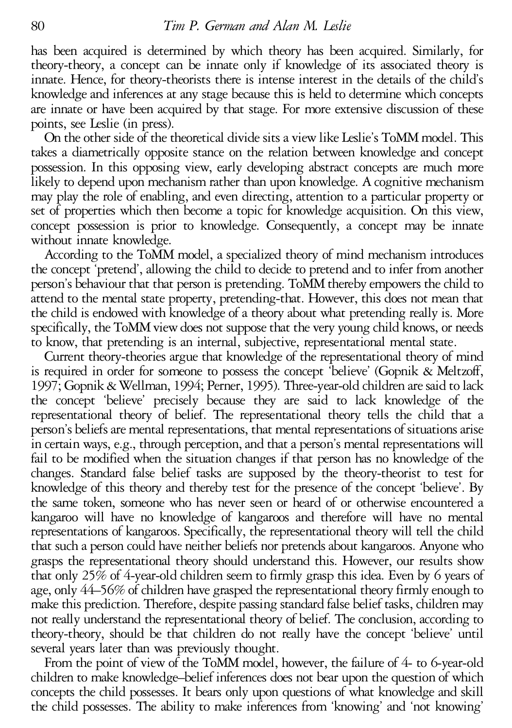has been acquired is determined by which theory has been acquired. Similarly, for theory-theory, a concept can be innate only if knowledge of its associated theory is innate. Hence, for theory-theorists there is intense interest in the details of the child's knowledge and inferences at any stage because this is held to determine which concepts are innate or have been acquired by that stage. For more extensive discussion of these points, see Leslie (in press).

On the other side of the theoretical divide sits a view like Leslie's ToMM model. This takes a diametrically opposite stance on the relation between knowledge and concept possession. In this opposing view, early developing abstract concepts are much more likely to depend upon mechanism rather than upon knowledge. A cognitive mechanism may play the role of enabling, and even directing, attention to a particular property or set of properties which then become a topic for knowledge acquisition. On this view, concept possession is prior to knowledge. Consequently, a concept may be innate without innate knowledge.

According to the ToMM model, a specialized theory of mind mechanism introduces the concept 'pretend', allowing the child to decide to pretend and to infer from another person's behaviour that that person is pretending. ToMM thereby empowers the child to attend to the mental state property, pretending-that. However, this does not mean that the child is endowed with knowledge of a theory about what pretending really is. More specifically, the ToMM view does not suppose that the very young child knows, or needs to know, that pretending is an internal, subjective, representational mental state.

Current theory-theories argue that knowledge of the representational theory of mind is required in order for someone to possess the concept 'believe' (Gopnik & Meltzoff, 1997; Gopnik & Wellman, 1994; Perner, 1995). Three-year-old children are said to lack the concept 'believe' precisely because they are said to lack knowledge of the representational theory of belief. The representational theory tells the child that a person's beliefs are mental representations, that mental representations of situations arise in certain ways, e.g., through perception, and that a person's mental representations will fail to be modified when the situation changes if that person has no knowledge of the changes. Standard false belief tasks are supposed by the theory-theorist to test for knowledge of this theory and thereby test for the presence of the concept 'believe'. By the same token, someone who has never seen or heard of or otherwise encountered a kangaroo will have no knowledge of kangaroos and therefore will have no mental representations of kangaroos. Specifically, the representational theory will tell the child that such a person could have neither beliefs nor pretends about kangaroos. Anyone who grasps the representational theory should understand this. However, our results show that only 25% of 4-year-old children seem to firmly grasp this idea. Even by 6 years of age, only 44–56% of children have grasped the representational theory firmly enough to make this prediction. Therefore, despite passing standard false belief tasks, children may not really understand the representational theory of belief. The conclusion, according to theory-theory, should be that children do not really have the concept 'believe' until several years later than was previously thought.

From the point of view of the ToMM model, however, the failure of 4- to 6-year-old children to make knowledge–belief inferences does not bear upon the question of which concepts the child possesses. It bears only upon questions of what knowledge and skill the child possesses. The ability to make inferences from 'knowing' and 'not knowing'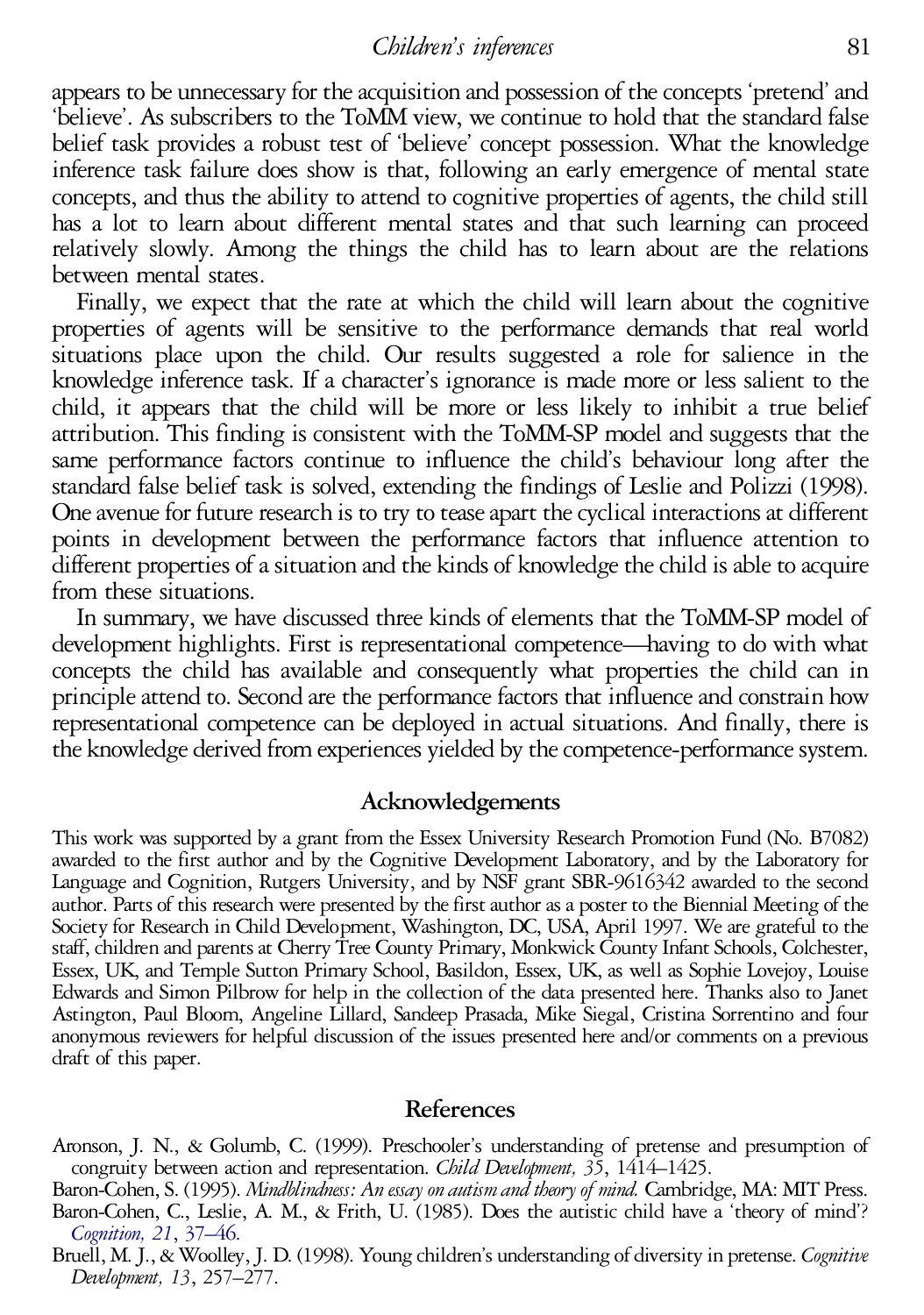appears to be unnecessary for the acquisition and possession of the concepts 'pretend' and 'believe'. As subscribers to the ToMM view, we continue to hold that the standard false belief task provides a robust test of 'believe' concept possession. What the knowledge inference task failure does show is that, following an early emergence of mental state concepts, and thus the ability to attend to cognitive properties of agents, the child still has a lot to learn about different mental states and that such learning can proceed relatively slowly. Among the things the child has to learn about are the relations between mental states.

Finally, we expect that the rate at which the child will learn about the cognitive properties of agents will be sensitive to the performance demands that real world situations place upon the child. Our results suggested a role for salience in the knowledge inference task. If a character's ignorance is made more or less salient to the child, it appears that the child will be more or less likely to inhibit a true belief attribution. This finding is consistent with the ToMM-SP model and suggests that the same performance factors continue to influence the child's behaviour long after the standard false belief task is solved, extending the findings of Leslie and Polizzi (1998). One avenue for future research is to try to tease apart the cyclical interactions at different points in development between the performance factors that influence attention to different properties of a situation and the kinds of knowledge the child is able to acquire from these situations.

In summary, we have discussed three kinds of elements that the ToMM-SP model of development highlights. First is representational competence—having to do with what concepts the child has available and consequently what properties the child can in principle attend to. Second are the performance factors that influence and constrain how representational competence can be deployed in actual situations. And finally, there is the knowledge derived from experiences yielded by the competence-performance system.

## Acknowledgements

This work was supported by a grant from the Essex University Research Promotion Fund (No. B7082) awarded to the first author and by the Cognitive Development Laboratory, and by the Laboratory for Language and Cognition, Rutgers University, and by NSF grant SBR-9616342 awarded to the second author. Parts of this research were presented by the first author as a poster to the Biennial Meeting of the Society for Research in Child Development, Washington, DC, USA, April 1997. We are grateful to the staff, children and parents at Cherry Tree County Primary, Monkwick County Infant Schools, Colchester, Essex, UK, and Temple Sutton Primary School, Basildon, Essex, UK, as well as Sophie Lovejoy, Louise Edwards and Simon Pilbrow for help in the collection of the data presented here. Thanks also to Janet Astington, Paul Bloom, Angeline Lillard, Sandeep Prasada, Mike Siegal, Cristina Sorrentino and four anonymous reviewers for helpful discussion of the issues presented here and/or comments on a previous draft of this paper.

## References

Aronson, J. N., & Golumb, C. (1999). Preschooler's understanding of pretense and presumption of congruity between action and representation. *Child Development, 35*, 1414–1425.

Baron-Cohen, S. (1995). *Mindblindness: An essay on autism and theory of mind.* Cambridge, MA: MIT Press.

Baron-Cohen, C., Leslie, A. M., & Frith, U. (1985). Does the autistic child have a 'theory of mind'? *Cognition, 21*, 37–46.

Bruell, M. J., & Woolley, J. D. (1998). Young children's understanding of diversity in pretense. *Cognitive Development, 13*, 257–277.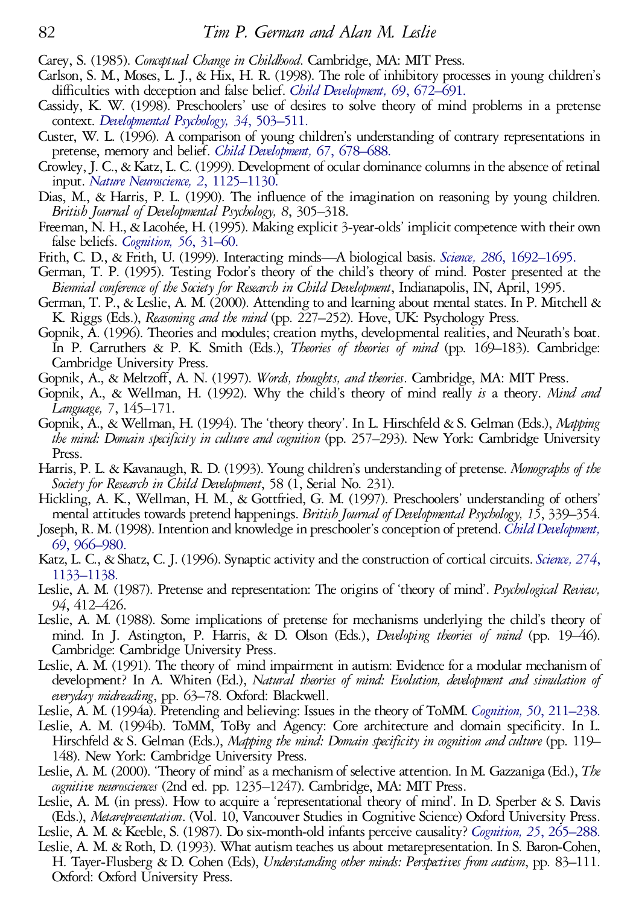Carey, S. (1985). *Conceptual Change in Childhood*. Cambridge, MA: MIT Press.

Carlson, S. M., Moses, L. J., & Hix, H. R. (1998). The role of inhibitory processes in young children's difficulties with deception and false belief. *Child Development, 69*, 672–691.

Cassidy, K. W. (1998). Preschoolers' use of desires to solve theory of mind problems in a pretense context. *Developmental Psychology, 34*, 503–511.

Custer, W. L. (1996). A comparison of young children's understanding of contrary representations in pretense, memory and belief. *Child Development, 67*, 678–688.

Crowley, J. C., & Katz, L. C. (1999). Development of ocular dominance columns in the absence of retinal input. *Nature Neuroscience, 2*, 1125–1130.

Dias, M., & Harris, P. L. (1990). The influence of the imagination on reasoning by young children. *British Journal of Developmental Psychology, 8*, 305–318.

Freeman, N. H., & Lacohée, H. (1995). Making explicit 3-year-olds' implicit competence with their own false beliefs. *Cognition, 56*, 31–60.

Frith, C. D., & Frith, U. (1999). Interacting minds—A biological basis. *Science, 286*, 1692–1695.

German, T. P. (1995). Testing Fodor's theory of the child's theory of mind. Poster presented at the *Biennial conference of the Society for Research in Child Development*, Indianapolis, IN, April, 1995.

German, T. P., & Leslie, A. M. (2000). Attending to and learning about mental states. In P. Mitchell & K. Riggs (Eds.), *Reasoning and the mind* (pp. 227–252). Hove, UK: Psychology Press.

Gopnik, A. (1996). Theories and modules; creation myths, developmental realities, and Neurath's boat. In P. Carruthers & P. K. Smith (Eds.), *Theories of theories of mind* (pp. 169–183). Cambridge: Cambridge University Press.

Gopnik, A., & Meltzoff, A. N. (1997). *Words, thoughts, and theories*. Cambridge, MA: MIT Press.

Gopnik, A., & Wellman, H. (1992). Why the child's theory of mind really *is* a theory. *Mind and Language, 7*, 145–171.

Gopnik, A., & Wellman, H. (1994). The 'theory theory'. In L. Hirschfeld & S. Gelman (Eds.), *Mapping the mind: Domain specificity in culture and cognition* (pp. 257–293). New York: Cambridge University Press.

Harris, P. L. & Kavanaugh, R. D. (1993). Young children's understanding of pretense. *Monographs of the Society for Research in Child Development*, 58 (1, Serial No. 231).

Hickling, A. K., Wellman, H. M., & Gottfried, G. M. (1997). Preschoolers' understanding of others' mental attitudes towards pretend happenings. *British Journal of Developmental Psychology, 15*, 339–354.

Joseph, R. M. (1998). Intention and knowledge in preschooler's conception of pretend. *Child Development, 69*, 966–980.

Katz, L. C., & Shatz, C. J. (1996). Synaptic activity and the construction of cortical circuits. *Science, 274*, 1133–1138.

Leslie, A. M. (1987). Pretense and representation: The origins of 'theory of mind'. *Psychological Review, 94*, 412–426.

Leslie, A. M. (1988). Some implications of pretense for mechanisms underlying the child's theory of mind. In J. Astington, P. Harris, & D. Olson (Eds.), *Developing theories of mind* (pp. 19–46). Cambridge: Cambridge University Press.

Leslie, A. M. (1991). The theory of mind impairment in autism: Evidence for a modular mechanism of development? In A. Whiten (Ed.), *Natural theories of mind: Evolution, development and simulation of everyday mindreading*, pp. 63–78. Oxford: Blackwell.

Leslie, A. M. (1994a). Pretending and believing: Issues in the theory of ToMM. *Cognition, 50*, 211–238.

Leslie, A. M. (1994b). ToMM, ToBy and Agency: Core architecture and domain specificity. In L. Hirschfeld & S. Gelman (Eds.), *Mapping the mind: Domain specificity in cognition and culture* (pp. 119–148). New York: Cambridge University Press.

Leslie, A. M. (2000). 'Theory of mind' as a mechanism of selective attention. In M. Gazzaniga (Ed.), *The cognitive neurosciences* (2nd ed. pp. 1235–1247). Cambridge, MA: MIT Press.

Leslie, A. M. (in press). How to acquire a 'representational theory of mind'. In D. Sperber & S. Davis (Eds.), *Metarepresentation*. (Vol. 10, Vancouver Studies in Cognitive Science) Oxford University Press.

Leslie, A. M. & Keeble, S. (1987). Do six-month-old infants perceive causality? *Cognition, 25*, 265–288.

Leslie, A. M. & Roth, D. (1993). What autism teaches us about metarepresentation. In S. Baron-Cohen, H. Tayer-Flusberg & D. Cohen (Eds), *Understanding other minds: Perspectives from autism*, pp. 83–111. Oxford: Oxford University Press.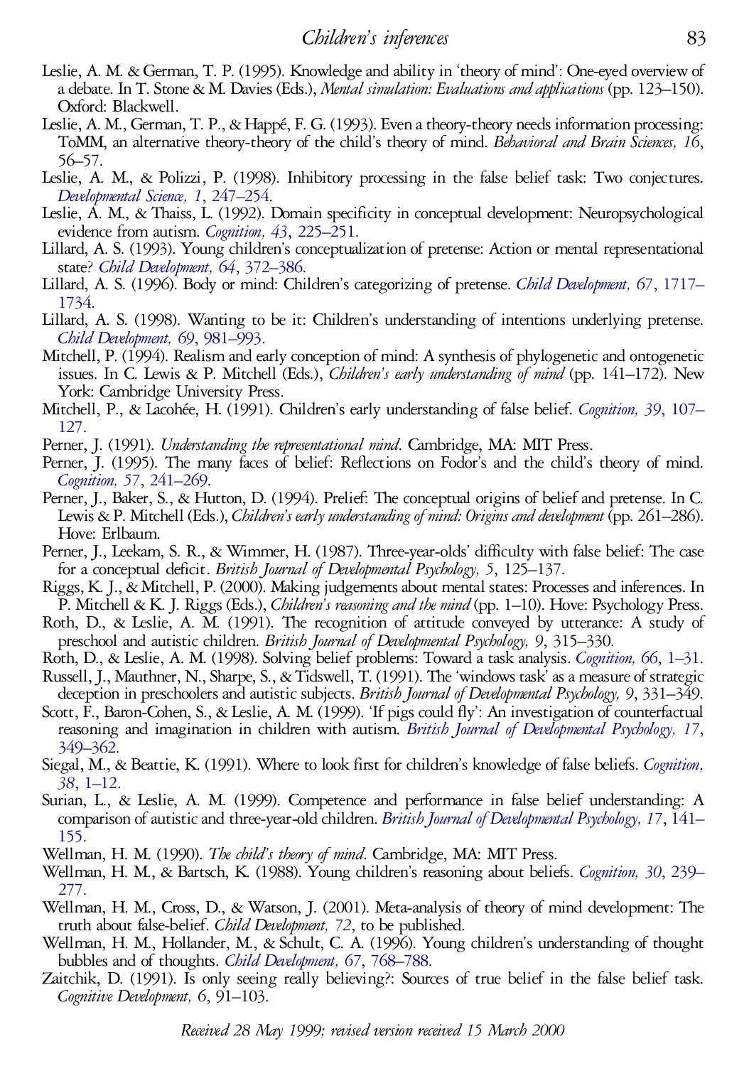Leslie, A. M. & German, T. P. (1995). Knowledge and ability in 'theory of mind': One-eyed overview of a debate. In T. Stone & M. Davies (Eds.), *Mental simulation: Evaluations and applications* (pp. 123–150). Oxford: Blackwell.

Leslie, A. M., German, T. P., & Happé, F. G. (1993). Even a theory-theory needs information processing: ToMM, an alternative theory-theory of the child's theory of mind. *Behavioral and Brain Sciences, 16*, 56–57.

Leslie, A. M., & Polizzi, P. (1998). Inhibitory processing in the false belief task: Two conjectures. *Developmental Science, 1*, 247–254.

Leslie, A. M., & Thaiss, L. (1992). Domain specificity in conceptual development: Neuropsychological evidence from autism. *Cognition, 43*, 225–251.

Lillard, A. S. (1993). Young children's conceptualization of pretense: Action or mental representational state? *Child Development, 64*, 372–386.

Lillard, A. S. (1996). Body or mind: Children's categorizing of pretense. *Child Development, 67*, 1717–1734.

Lillard, A. S. (1998). Wanting to be it: Children's understanding of intentions underlying pretense. *Child Development, 69*, 981–993.

Mitchell, P. (1994). Realism and early conception of mind: A synthesis of phylogenetic and ontogenetic issues. In C. Lewis & P. Mitchell (Eds.), *Children's early understanding of mind* (pp. 141–172). New York: Cambridge University Press.

Mitchell, P., & Lacohée, H. (1991). Children's early understanding of false belief. *Cognition, 39*, 107–127.

Perner, J. (1991). *Understanding the representational mind*. Cambridge, MA: MIT Press.

Perner, J. (1995). The many faces of belief: Reflections on Fodor's and the child's theory of mind. *Cognition, 57*, 241–269.

Perner, J., Baker, S., & Hutton, D. (1994). Prelief: The conceptual origins of belief and pretense. In C. Lewis & P. Mitchell (Eds.), *Children's early understanding of mind: Origins and development* (pp. 261–286). Hove: Erlbaum.

Perner, J., Leekam, S. R., & Wimmer, H. (1987). Three-year-olds' difficulty with false belief: The case for a conceptual deficit. *British Journal of Developmental Psychology, 5*, 125–137.

Riggs, K. J., & Mitchell, P. (2000). Making judgements about mental states: Processes and inferences. In P. Mitchell & K. J. Riggs (Eds.), *Children's reasoning and the mind* (pp. 1–10). Hove: Psychology Press.

Roth, D., & Leslie, A. M. (1991). The recognition of attitude conveyed by utterance: A study of preschool and autistic children. *British Journal of Developmental Psychology, 9*, 315–330.

Roth, D., & Leslie, A. M. (1998). Solving belief problems: Toward a task analysis. *Cognition, 66*, 1–31.

Russell, J., Mauthner, N., Sharpe, S., & Tidswell, T. (1991). The 'windows task' as a measure of strategic deception in preschoolers and autistic subjects. *British Journal of Developmental Psychology, 9*, 331–349.

Scott, F., Baron-Cohen, S., & Leslie, A. M. (1999). 'If pigs could fly': An investigation of counterfactual reasoning and imagination in children with autism. *British Journal of Developmental Psychology, 17*, 349–362.

Siegal, M., & Beattie, K. (1991). Where to look first for children's knowledge of false beliefs. *Cognition, 38*, 1–12.

Surian, L., & Leslie, A. M. (1999). Competence and performance in false belief understanding: A comparison of autistic and three-year-old children. *British Journal of Developmental Psychology, 17*, 141–155.

Wellman, H. M. (1990). *The child's theory of mind*. Cambridge, MA: MIT Press.

Wellman, H. M., & Bartsch, K. (1988). Young children's reasoning about beliefs. *Cognition, 30*, 239–277.

Wellman, H. M., Cross, D., & Watson, J. (2001). Meta-analysis of theory of mind development: The truth about false-belief. *Child Development, 72*, to be published.

Wellman, H. M., Hollander, M., & Schult, C. A. (1996). Young children's understanding of thought bubbles and of thoughts. *Child Development, 67*, 768–788.

Zaitchik, D. (1991). Is only seeing really believing?: Sources of true belief in the false belief task. *Cognitive Development, 6*, 91–103.

*Received 28 May 1999; revised version received 15 March 2000*